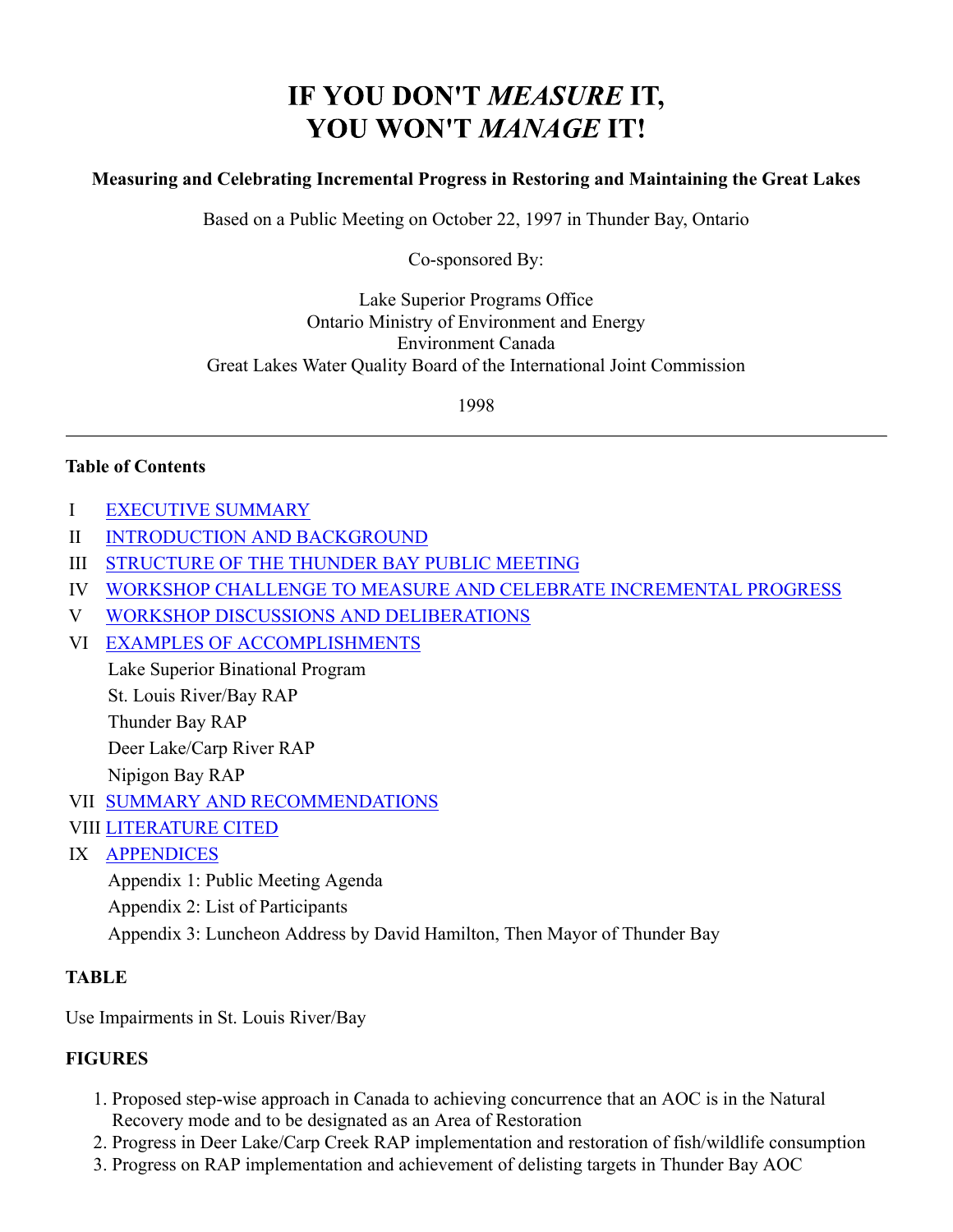# IF YOU DON'T *MEASURE* IT, YOU WON'T *MANAGE* IT!

**Measuring and Celebrating Incremental Progress in Restoring and Maintaining the Great Lakes**

Based on a Public Meeting on October 22, 1997 in Thunder Bay, Ontario

Co-sponsored By:

Lake Superior Programs Office
Ontario Ministry of Environment and Energy
Environment Canada
Great Lakes Water Quality Board of the International Joint Commission

1998

---

**Table of Contents**

I EXECUTIVE SUMMARY

II INTRODUCTION AND BACKGROUND

III STRUCTURE OF THE THUNDER BAY PUBLIC MEETING

IV WORKSHOP CHALLENGE TO MEASURE AND CELEBRATE INCREMENTAL PROGRESS

V WORKSHOP DISCUSSIONS AND DELIBERATIONS

VI EXAMPLES OF ACCOMPLISHMENTS

- Lake Superior Binational Program
- St. Louis River/Bay RAP
- Thunder Bay RAP
- Deer Lake/Carp River RAP
- Nipigon Bay RAP

VII SUMMARY AND RECOMMENDATIONS

VIII LITERATURE CITED

IX APPENDICES

- Appendix 1: Public Meeting Agenda
- Appendix 2: List of Participants
- Appendix 3: Luncheon Address by David Hamilton, Then Mayor of Thunder Bay

**TABLE**

Use Impairments in St. Louis River/Bay

**FIGURES**

1. Proposed step-wise approach in Canada to achieving concurrence that an AOC is in the Natural Recovery mode and to be designated as an Area of Restoration
2. Progress in Deer Lake/Carp Creek RAP implementation and restoration of fish/wildlife consumption
3. Progress on RAP implementation and achievement of delisting targets in Thunder Bay AOC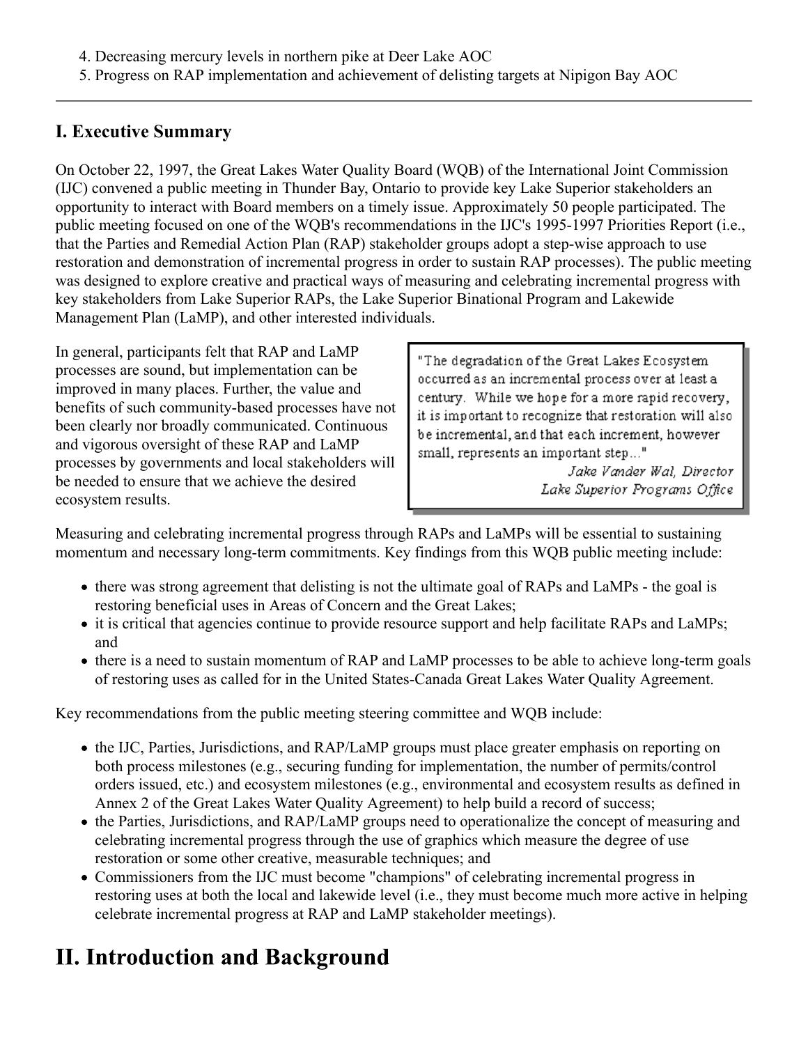4. Decreasing mercury levels in northern pike at Deer Lake AOC
5. Progress on RAP implementation and achievement of delisting targets at Nipigon Bay AOC

---

## I. Executive Summary

On October 22, 1997, the Great Lakes Water Quality Board (WQB) of the International Joint Commission (IJC) convened a public meeting in Thunder Bay, Ontario to provide key Lake Superior stakeholders an opportunity to interact with Board members on a timely issue. Approximately 50 people participated. The public meeting focused on one of the WQB's recommendations in the IJC's 1995-1997 Priorities Report (i.e., that the Parties and Remedial Action Plan (RAP) stakeholder groups adopt a step-wise approach to use restoration and demonstration of incremental progress in order to sustain RAP processes). The public meeting was designed to explore creative and practical ways of measuring and celebrating incremental progress with key stakeholders from Lake Superior RAPs, the Lake Superior Binational Program and Lakewide Management Plan (LaMP), and other interested individuals.

In general, participants felt that RAP and LaMP processes are sound, but implementation can be improved in many places. Further, the value and benefits of such community-based processes have not been clearly nor broadly communicated. Continuous and vigorous oversight of these RAP and LaMP processes by governments and local stakeholders will be needed to ensure that we achieve the desired ecosystem results.

> "The degradation of the Great Lakes Ecosystem occurred as an incremental process over at least a century. While we hope for a more rapid recovery, it is important to recognize that restoration will also be incremental, and that each increment, however small, represents an important step..."
>
> *Jake Vander Wal, Director*
> *Lake Superior Programs Office*

Measuring and celebrating incremental progress through RAPs and LaMPs will be essential to sustaining momentum and necessary long-term commitments. Key findings from this WQB public meeting include:

- there was strong agreement that delisting is not the ultimate goal of RAPs and LaMPs - the goal is restoring beneficial uses in Areas of Concern and the Great Lakes;
- it is critical that agencies continue to provide resource support and help facilitate RAPs and LaMPs; and
- there is a need to sustain momentum of RAP and LaMP processes to be able to achieve long-term goals of restoring uses as called for in the United States-Canada Great Lakes Water Quality Agreement.

Key recommendations from the public meeting steering committee and WQB include:

- the IJC, Parties, Jurisdictions, and RAP/LaMP groups must place greater emphasis on reporting on both process milestones (e.g., securing funding for implementation, the number of permits/control orders issued, etc.) and ecosystem milestones (e.g., environmental and ecosystem results as defined in Annex 2 of the Great Lakes Water Quality Agreement) to help build a record of success;
- the Parties, Jurisdictions, and RAP/LaMP groups need to operationalize the concept of measuring and celebrating incremental progress through the use of graphics which measure the degree of use restoration or some other creative, measurable techniques; and
- Commissioners from the IJC must become "champions" of celebrating incremental progress in restoring uses at both the local and lakewide level (i.e., they must become much more active in helping celebrate incremental progress at RAP and LaMP stakeholder meetings).

# II. Introduction and Background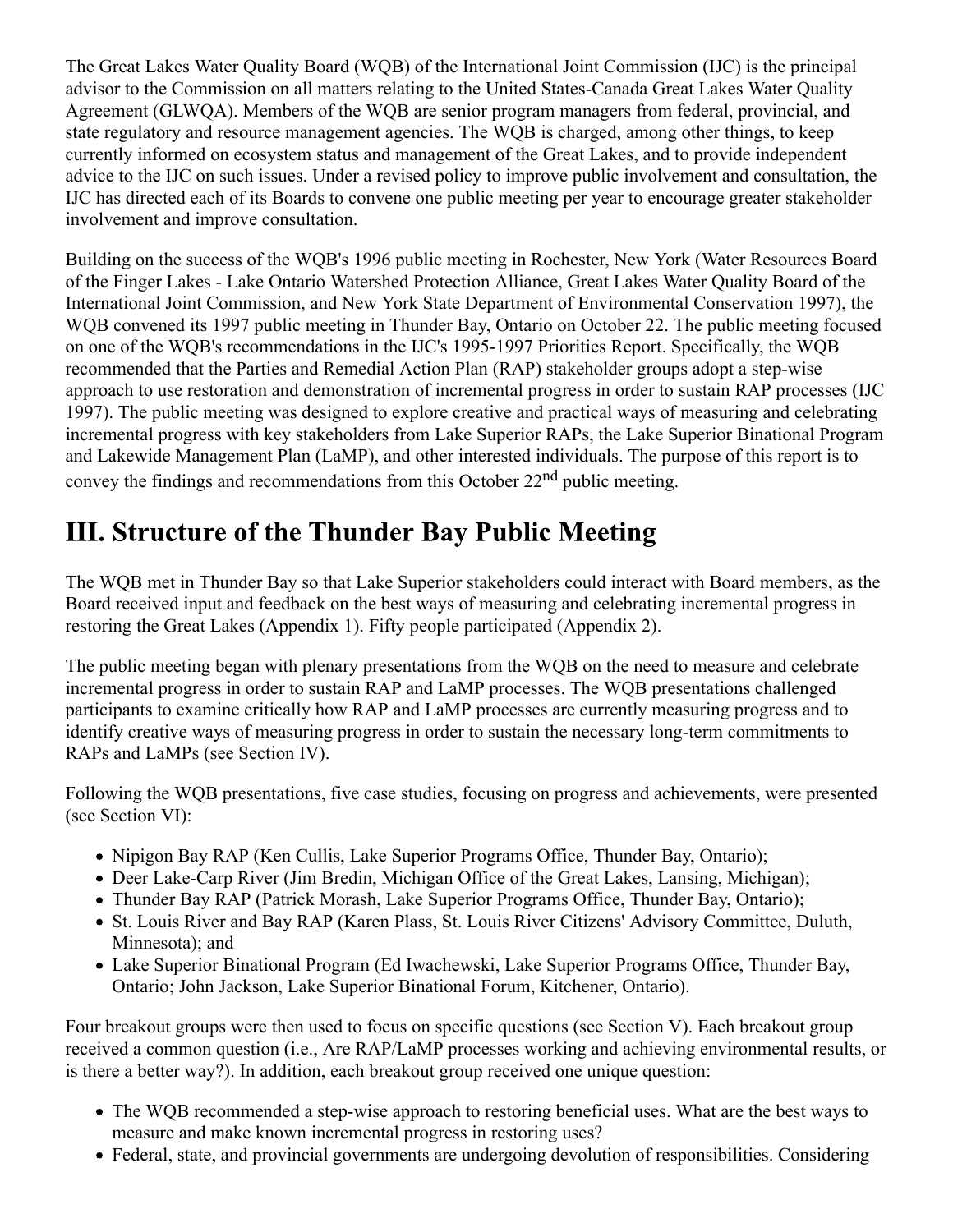The Great Lakes Water Quality Board (WQB) of the International Joint Commission (IJC) is the principal advisor to the Commission on all matters relating to the United States-Canada Great Lakes Water Quality Agreement (GLWQA). Members of the WQB are senior program managers from federal, provincial, and state regulatory and resource management agencies. The WQB is charged, among other things, to keep currently informed on ecosystem status and management of the Great Lakes, and to provide independent advice to the IJC on such issues. Under a revised policy to improve public involvement and consultation, the IJC has directed each of its Boards to convene one public meeting per year to encourage greater stakeholder involvement and improve consultation.

Building on the success of the WQB's 1996 public meeting in Rochester, New York (Water Resources Board of the Finger Lakes - Lake Ontario Watershed Protection Alliance, Great Lakes Water Quality Board of the International Joint Commission, and New York State Department of Environmental Conservation 1997), the WQB convened its 1997 public meeting in Thunder Bay, Ontario on October 22. The public meeting focused on one of the WQB's recommendations in the IJC's 1995-1997 Priorities Report. Specifically, the WQB recommended that the Parties and Remedial Action Plan (RAP) stakeholder groups adopt a step-wise approach to use restoration and demonstration of incremental progress in order to sustain RAP processes (IJC 1997). The public meeting was designed to explore creative and practical ways of measuring and celebrating incremental progress with key stakeholders from Lake Superior RAPs, the Lake Superior Binational Program and Lakewide Management Plan (LaMP), and other interested individuals. The purpose of this report is to convey the findings and recommendations from this October 22nd public meeting.

# III. Structure of the Thunder Bay Public Meeting

The WQB met in Thunder Bay so that Lake Superior stakeholders could interact with Board members, as the Board received input and feedback on the best ways of measuring and celebrating incremental progress in restoring the Great Lakes (Appendix 1). Fifty people participated (Appendix 2).

The public meeting began with plenary presentations from the WQB on the need to measure and celebrate incremental progress in order to sustain RAP and LaMP processes. The WQB presentations challenged participants to examine critically how RAP and LaMP processes are currently measuring progress and to identify creative ways of measuring progress in order to sustain the necessary long-term commitments to RAPs and LaMPs (see Section IV).

Following the WQB presentations, five case studies, focusing on progress and achievements, were presented (see Section VI):

- Nipigon Bay RAP (Ken Cullis, Lake Superior Programs Office, Thunder Bay, Ontario);
- Deer Lake-Carp River (Jim Bredin, Michigan Office of the Great Lakes, Lansing, Michigan);
- Thunder Bay RAP (Patrick Morash, Lake Superior Programs Office, Thunder Bay, Ontario);
- St. Louis River and Bay RAP (Karen Plass, St. Louis River Citizens' Advisory Committee, Duluth, Minnesota); and
- Lake Superior Binational Program (Ed Iwachewski, Lake Superior Programs Office, Thunder Bay, Ontario; John Jackson, Lake Superior Binational Forum, Kitchener, Ontario).

Four breakout groups were then used to focus on specific questions (see Section V). Each breakout group received a common question (i.e., Are RAP/LaMP processes working and achieving environmental results, or is there a better way?). In addition, each breakout group received one unique question:

- The WQB recommended a step-wise approach to restoring beneficial uses. What are the best ways to measure and make known incremental progress in restoring uses?
- Federal, state, and provincial governments are undergoing devolution of responsibilities. Considering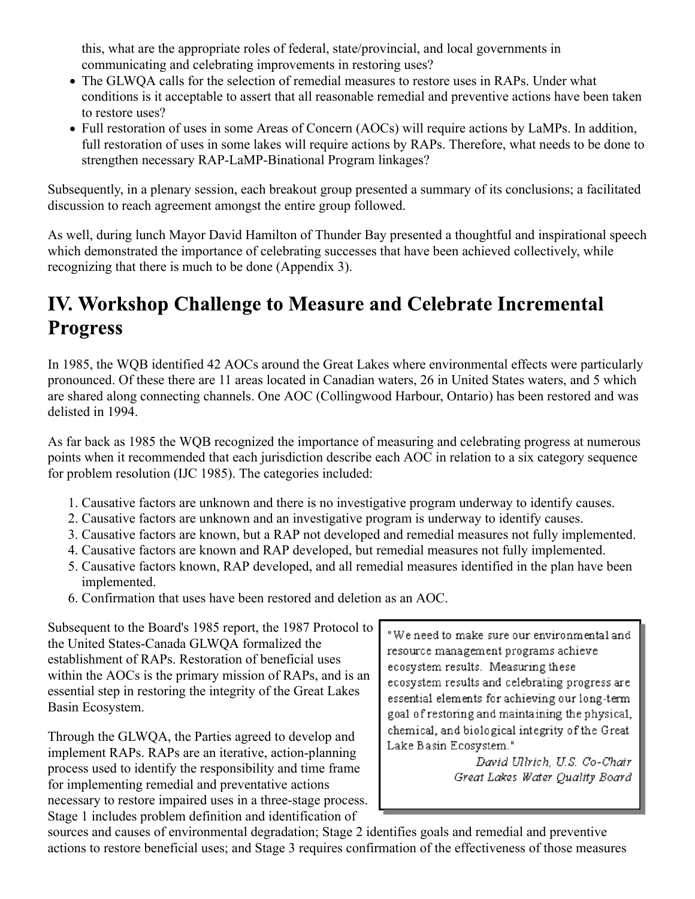this, what are the appropriate roles of federal, state/provincial, and local governments in communicating and celebrating improvements in restoring uses?

- The GLWQA calls for the selection of remedial measures to restore uses in RAPs. Under what conditions is it acceptable to assert that all reasonable remedial and preventive actions have been taken to restore uses?
- Full restoration of uses in some Areas of Concern (AOCs) will require actions by LaMPs. In addition, full restoration of uses in some lakes will require actions by RAPs. Therefore, what needs to be done to strengthen necessary RAP-LaMP-Binational Program linkages?

Subsequently, in a plenary session, each breakout group presented a summary of its conclusions; a facilitated discussion to reach agreement amongst the entire group followed.

As well, during lunch Mayor David Hamilton of Thunder Bay presented a thoughtful and inspirational speech which demonstrated the importance of celebrating successes that have been achieved collectively, while recognizing that there is much to be done (Appendix 3).

# IV. Workshop Challenge to Measure and Celebrate Incremental Progress

In 1985, the WQB identified 42 AOCs around the Great Lakes where environmental effects were particularly pronounced. Of these there are 11 areas located in Canadian waters, 26 in United States waters, and 5 which are shared along connecting channels. One AOC (Collingwood Harbour, Ontario) has been restored and was delisted in 1994.

As far back as 1985 the WQB recognized the importance of measuring and celebrating progress at numerous points when it recommended that each jurisdiction describe each AOC in relation to a six category sequence for problem resolution (IJC 1985). The categories included:

1. Causative factors are unknown and there is no investigative program underway to identify causes.
2. Causative factors are unknown and an investigative program is underway to identify causes.
3. Causative factors are known, but a RAP not developed and remedial measures not fully implemented.
4. Causative factors are known and RAP developed, but remedial measures not fully implemented.
5. Causative factors known, RAP developed, and all remedial measures identified in the plan have been implemented.
6. Confirmation that uses have been restored and deletion as an AOC.

> "We need to make sure our environmental and resource management programs achieve ecosystem results. Measuring these ecosystem results and celebrating progress are essential elements for achieving our long-term goal of restoring and maintaining the physical, chemical, and biological integrity of the Great Lake Basin Ecosystem."
>
> *David Ullrich, U.S. Co-Chair*
> *Great Lakes Water Quality Board*

Subsequent to the Board's 1985 report, the 1987 Protocol to the United States-Canada GLWQA formalized the establishment of RAPs. Restoration of beneficial uses within the AOCs is the primary mission of RAPs, and is an essential step in restoring the integrity of the Great Lakes Basin Ecosystem.

Through the GLWQA, the Parties agreed to develop and implement RAPs. RAPs are an iterative, action-planning process used to identify the responsibility and time frame for implementing remedial and preventative actions necessary to restore impaired uses in a three-stage process. Stage 1 includes problem definition and identification of sources and causes of environmental degradation; Stage 2 identifies goals and remedial and preventive actions to restore beneficial uses; and Stage 3 requires confirmation of the effectiveness of those measures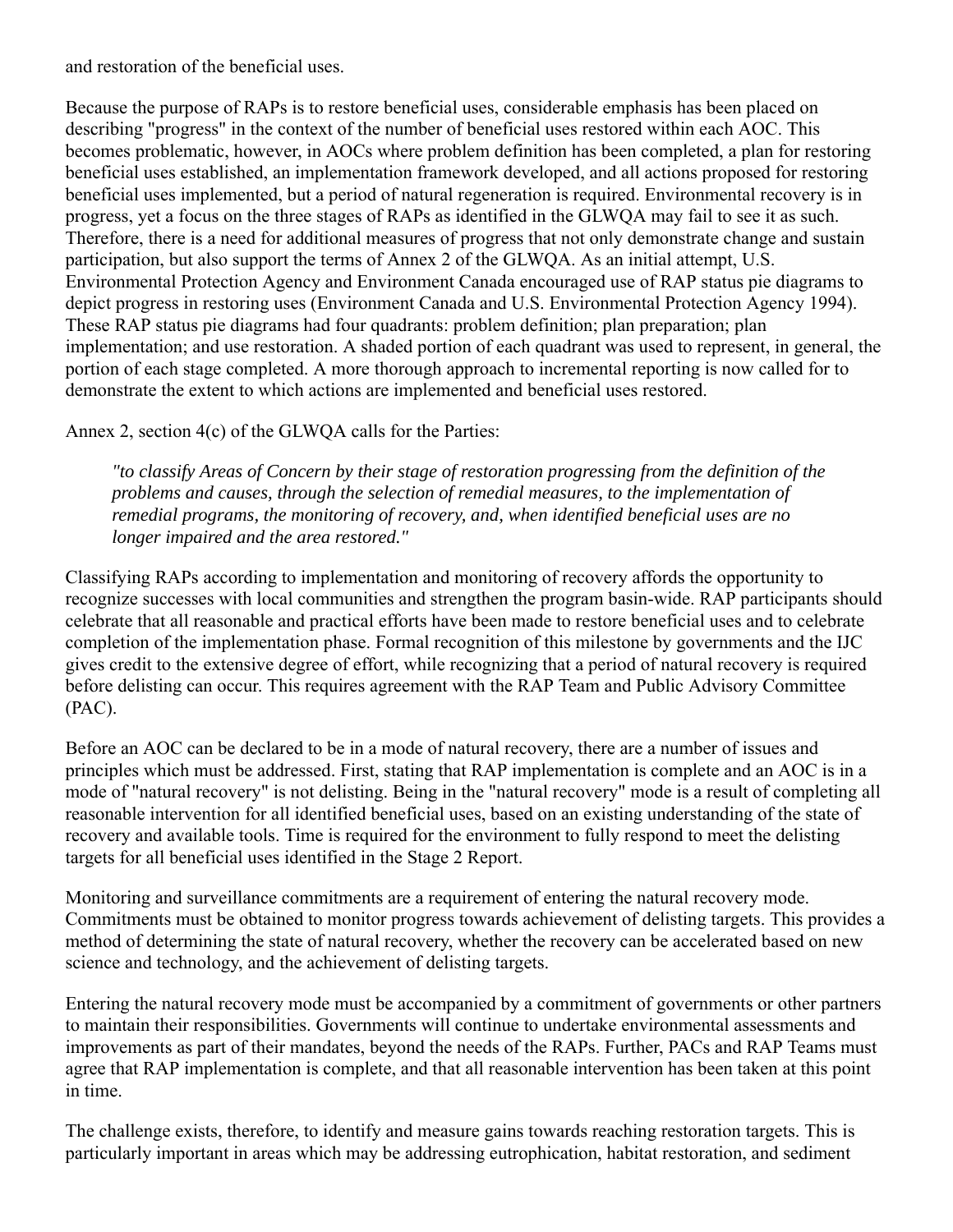and restoration of the beneficial uses.

Because the purpose of RAPs is to restore beneficial uses, considerable emphasis has been placed on describing "progress" in the context of the number of beneficial uses restored within each AOC. This becomes problematic, however, in AOCs where problem definition has been completed, a plan for restoring beneficial uses established, an implementation framework developed, and all actions proposed for restoring beneficial uses implemented, but a period of natural regeneration is required. Environmental recovery is in progress, yet a focus on the three stages of RAPs as identified in the GLWQA may fail to see it as such. Therefore, there is a need for additional measures of progress that not only demonstrate change and sustain participation, but also support the terms of Annex 2 of the GLWQA. As an initial attempt, U.S. Environmental Protection Agency and Environment Canada encouraged use of RAP status pie diagrams to depict progress in restoring uses (Environment Canada and U.S. Environmental Protection Agency 1994). These RAP status pie diagrams had four quadrants: problem definition; plan preparation; plan implementation; and use restoration. A shaded portion of each quadrant was used to represent, in general, the portion of each stage completed. A more thorough approach to incremental reporting is now called for to demonstrate the extent to which actions are implemented and beneficial uses restored.

Annex 2, section 4(c) of the GLWQA calls for the Parties:

> *"to classify Areas of Concern by their stage of restoration progressing from the definition of the problems and causes, through the selection of remedial measures, to the implementation of remedial programs, the monitoring of recovery, and, when identified beneficial uses are no longer impaired and the area restored."*

Classifying RAPs according to implementation and monitoring of recovery affords the opportunity to recognize successes with local communities and strengthen the program basin-wide. RAP participants should celebrate that all reasonable and practical efforts have been made to restore beneficial uses and to celebrate completion of the implementation phase. Formal recognition of this milestone by governments and the IJC gives credit to the extensive degree of effort, while recognizing that a period of natural recovery is required before delisting can occur. This requires agreement with the RAP Team and Public Advisory Committee (PAC).

Before an AOC can be declared to be in a mode of natural recovery, there are a number of issues and principles which must be addressed. First, stating that RAP implementation is complete and an AOC is in a mode of "natural recovery" is not delisting. Being in the "natural recovery" mode is a result of completing all reasonable intervention for all identified beneficial uses, based on an existing understanding of the state of recovery and available tools. Time is required for the environment to fully respond to meet the delisting targets for all beneficial uses identified in the Stage 2 Report.

Monitoring and surveillance commitments are a requirement of entering the natural recovery mode. Commitments must be obtained to monitor progress towards achievement of delisting targets. This provides a method of determining the state of natural recovery, whether the recovery can be accelerated based on new science and technology, and the achievement of delisting targets.

Entering the natural recovery mode must be accompanied by a commitment of governments or other partners to maintain their responsibilities. Governments will continue to undertake environmental assessments and improvements as part of their mandates, beyond the needs of the RAPs. Further, PACs and RAP Teams must agree that RAP implementation is complete, and that all reasonable intervention has been taken at this point in time.

The challenge exists, therefore, to identify and measure gains towards reaching restoration targets. This is particularly important in areas which may be addressing eutrophication, habitat restoration, and sediment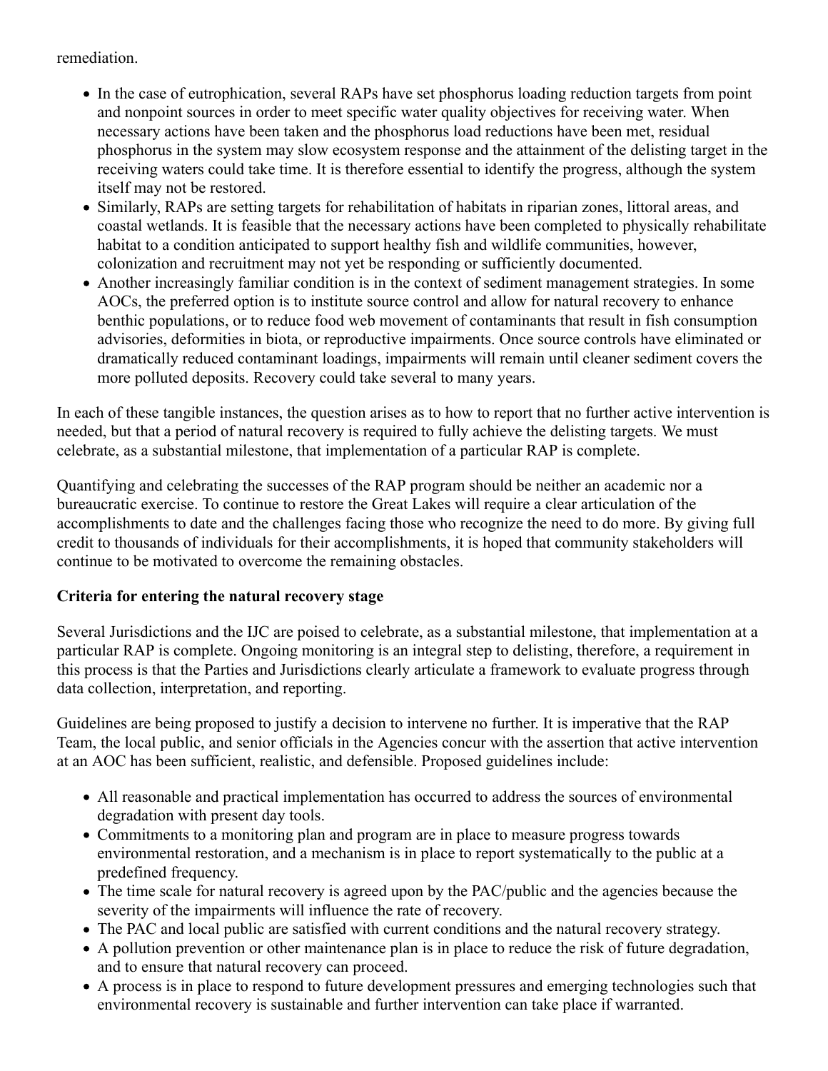remediation.

- In the case of eutrophication, several RAPs have set phosphorus loading reduction targets from point and nonpoint sources in order to meet specific water quality objectives for receiving water. When necessary actions have been taken and the phosphorus load reductions have been met, residual phosphorus in the system may slow ecosystem response and the attainment of the delisting target in the receiving waters could take time. It is therefore essential to identify the progress, although the system itself may not be restored.
- Similarly, RAPs are setting targets for rehabilitation of habitats in riparian zones, littoral areas, and coastal wetlands. It is feasible that the necessary actions have been completed to physically rehabilitate habitat to a condition anticipated to support healthy fish and wildlife communities, however, colonization and recruitment may not yet be responding or sufficiently documented.
- Another increasingly familiar condition is in the context of sediment management strategies. In some AOCs, the preferred option is to institute source control and allow for natural recovery to enhance benthic populations, or to reduce food web movement of contaminants that result in fish consumption advisories, deformities in biota, or reproductive impairments. Once source controls have eliminated or dramatically reduced contaminant loadings, impairments will remain until cleaner sediment covers the more polluted deposits. Recovery could take several to many years.

In each of these tangible instances, the question arises as to how to report that no further active intervention is needed, but that a period of natural recovery is required to fully achieve the delisting targets. We must celebrate, as a substantial milestone, that implementation of a particular RAP is complete.

Quantifying and celebrating the successes of the RAP program should be neither an academic nor a bureaucratic exercise. To continue to restore the Great Lakes will require a clear articulation of the accomplishments to date and the challenges facing those who recognize the need to do more. By giving full credit to thousands of individuals for their accomplishments, it is hoped that community stakeholders will continue to be motivated to overcome the remaining obstacles.

**Criteria for entering the natural recovery stage**

Several Jurisdictions and the IJC are poised to celebrate, as a substantial milestone, that implementation at a particular RAP is complete. Ongoing monitoring is an integral step to delisting, therefore, a requirement in this process is that the Parties and Jurisdictions clearly articulate a framework to evaluate progress through data collection, interpretation, and reporting.

Guidelines are being proposed to justify a decision to intervene no further. It is imperative that the RAP Team, the local public, and senior officials in the Agencies concur with the assertion that active intervention at an AOC has been sufficient, realistic, and defensible. Proposed guidelines include:

- All reasonable and practical implementation has occurred to address the sources of environmental degradation with present day tools.
- Commitments to a monitoring plan and program are in place to measure progress towards environmental restoration, and a mechanism is in place to report systematically to the public at a predefined frequency.
- The time scale for natural recovery is agreed upon by the PAC/public and the agencies because the severity of the impairments will influence the rate of recovery.
- The PAC and local public are satisfied with current conditions and the natural recovery strategy.
- A pollution prevention or other maintenance plan is in place to reduce the risk of future degradation, and to ensure that natural recovery can proceed.
- A process is in place to respond to future development pressures and emerging technologies such that environmental recovery is sustainable and further intervention can take place if warranted.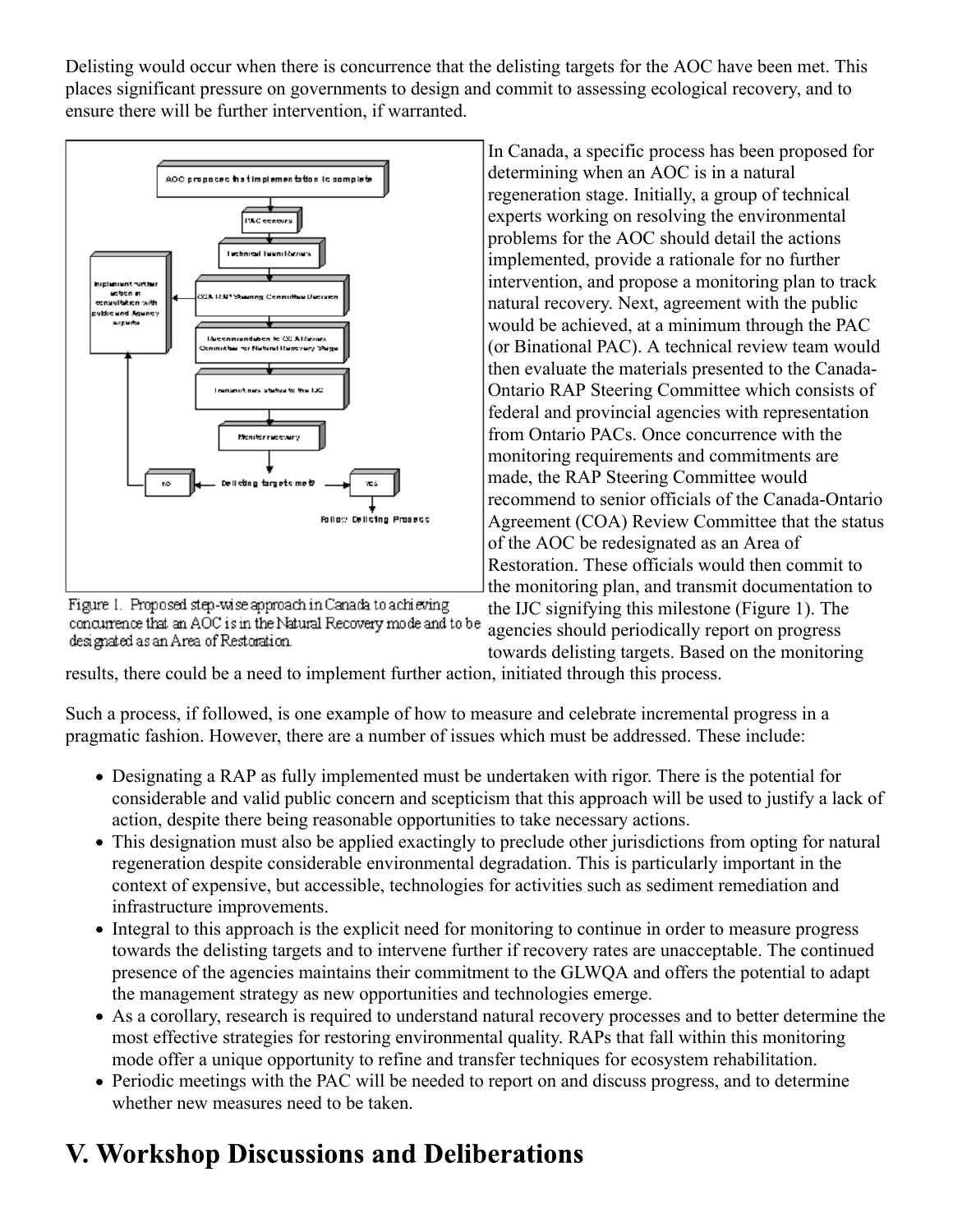Delisting would occur when there is concurrence that the delisting targets for the AOC have been met. This places significant pressure on governments to design and commit to assessing ecological recovery, and to ensure there will be further intervention, if warranted.

In Canada, a specific process has been proposed for determining when an AOC is in a natural regeneration stage. Initially, a group of technical experts working on resolving the environmental problems for the AOC should detail the actions implemented, provide a rationale for no further intervention, and propose a monitoring plan to track natural recovery. Next, agreement with the public would be achieved, at a minimum through the PAC (or Binational PAC). A technical review team would then evaluate the materials presented to the Canada-Ontario RAP Steering Committee which consists of federal and provincial agencies with representation from Ontario PACs. Once concurrence with the monitoring requirements and commitments are made, the RAP Steering Committee would recommend to senior officials of the Canada-Ontario Agreement (COA) Review Committee that the status of the AOC be redesignated as an Area of Restoration. These officials would then commit to the monitoring plan, and transmit documentation to the IJC signifying this milestone (Figure 1). The agencies should periodically report on progress towards delisting targets. Based on the monitoring results, there could be a need to implement further action, initiated through this process.

Figure 1. Proposed step-wise approach in Canada to achieving concurrence that an AOC is in the Natural Recovery mode and to be designated as an Area of Restoration.

Such a process, if followed, is one example of how to measure and celebrate incremental progress in a pragmatic fashion. However, there are a number of issues which must be addressed. These include:

- Designating a RAP as fully implemented must be undertaken with rigor. There is the potential for considerable and valid public concern and scepticism that this approach will be used to justify a lack of action, despite there being reasonable opportunities to take necessary actions.
- This designation must also be applied exactingly to preclude other jurisdictions from opting for natural regeneration despite considerable environmental degradation. This is particularly important in the context of expensive, but accessible, technologies for activities such as sediment remediation and infrastructure improvements.
- Integral to this approach is the explicit need for monitoring to continue in order to measure progress towards the delisting targets and to intervene further if recovery rates are unacceptable. The continued presence of the agencies maintains their commitment to the GLWQA and offers the potential to adapt the management strategy as new opportunities and technologies emerge.
- As a corollary, research is required to understand natural recovery processes and to better determine the most effective strategies for restoring environmental quality. RAPs that fall within this monitoring mode offer a unique opportunity to refine and transfer techniques for ecosystem rehabilitation.
- Periodic meetings with the PAC will be needed to report on and discuss progress, and to determine whether new measures need to be taken.

# V. Workshop Discussions and Deliberations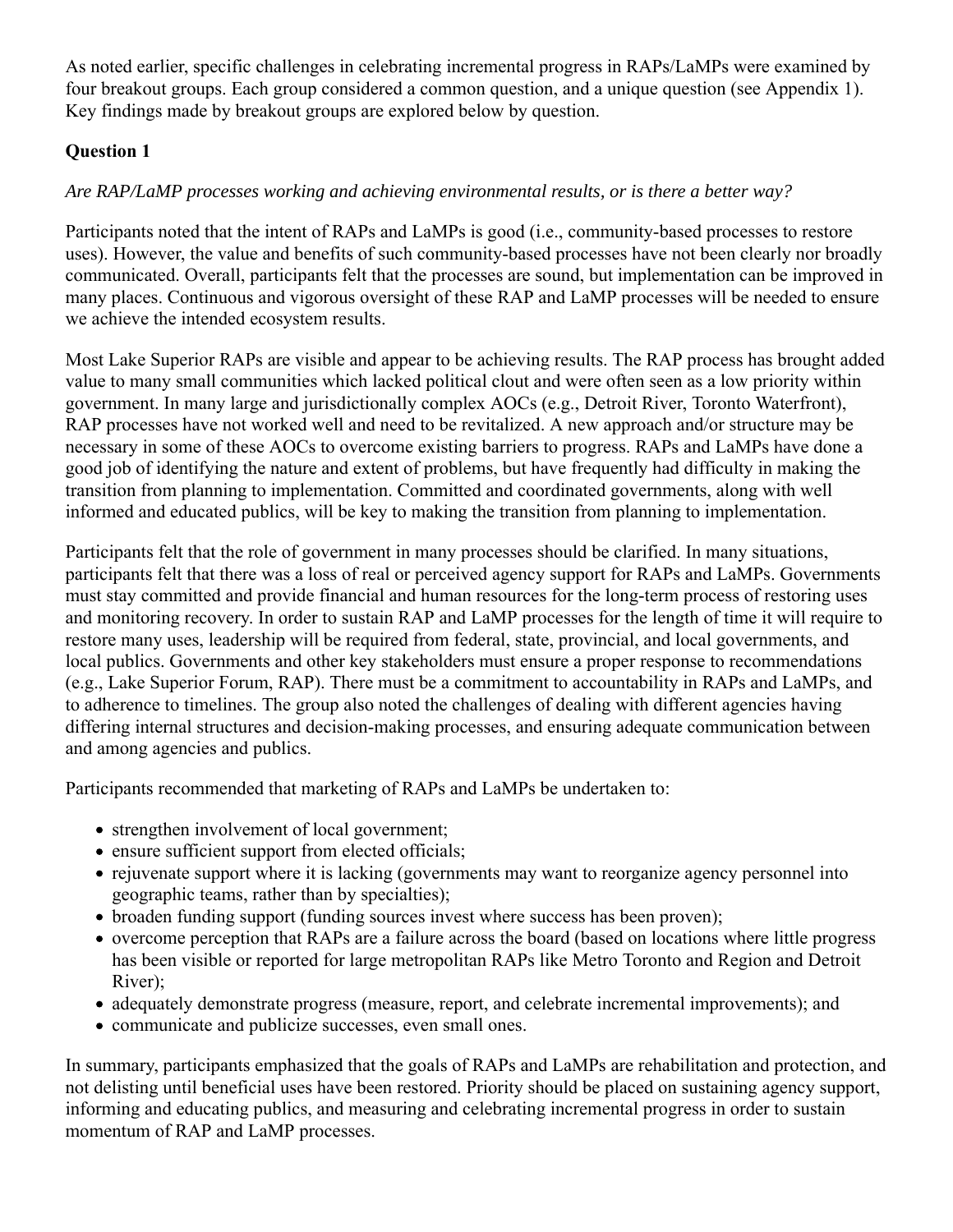As noted earlier, specific challenges in celebrating incremental progress in RAPs/LaMPs were examined by four breakout groups. Each group considered a common question, and a unique question (see Appendix 1). Key findings made by breakout groups are explored below by question.

**Question 1**

*Are RAP/LaMP processes working and achieving environmental results, or is there a better way?*

Participants noted that the intent of RAPs and LaMPs is good (i.e., community-based processes to restore uses). However, the value and benefits of such community-based processes have not been clearly nor broadly communicated. Overall, participants felt that the processes are sound, but implementation can be improved in many places. Continuous and vigorous oversight of these RAP and LaMP processes will be needed to ensure we achieve the intended ecosystem results.

Most Lake Superior RAPs are visible and appear to be achieving results. The RAP process has brought added value to many small communities which lacked political clout and were often seen as a low priority within government. In many large and jurisdictionally complex AOCs (e.g., Detroit River, Toronto Waterfront), RAP processes have not worked well and need to be revitalized. A new approach and/or structure may be necessary in some of these AOCs to overcome existing barriers to progress. RAPs and LaMPs have done a good job of identifying the nature and extent of problems, but have frequently had difficulty in making the transition from planning to implementation. Committed and coordinated governments, along with well informed and educated publics, will be key to making the transition from planning to implementation.

Participants felt that the role of government in many processes should be clarified. In many situations, participants felt that there was a loss of real or perceived agency support for RAPs and LaMPs. Governments must stay committed and provide financial and human resources for the long-term process of restoring uses and monitoring recovery. In order to sustain RAP and LaMP processes for the length of time it will require to restore many uses, leadership will be required from federal, state, provincial, and local governments, and local publics. Governments and other key stakeholders must ensure a proper response to recommendations (e.g., Lake Superior Forum, RAP). There must be a commitment to accountability in RAPs and LaMPs, and to adherence to timelines. The group also noted the challenges of dealing with different agencies having differing internal structures and decision-making processes, and ensuring adequate communication between and among agencies and publics.

Participants recommended that marketing of RAPs and LaMPs be undertaken to:

- strengthen involvement of local government;
- ensure sufficient support from elected officials;
- rejuvenate support where it is lacking (governments may want to reorganize agency personnel into geographic teams, rather than by specialties);
- broaden funding support (funding sources invest where success has been proven);
- overcome perception that RAPs are a failure across the board (based on locations where little progress has been visible or reported for large metropolitan RAPs like Metro Toronto and Region and Detroit River);
- adequately demonstrate progress (measure, report, and celebrate incremental improvements); and
- communicate and publicize successes, even small ones.

In summary, participants emphasized that the goals of RAPs and LaMPs are rehabilitation and protection, and not delisting until beneficial uses have been restored. Priority should be placed on sustaining agency support, informing and educating publics, and measuring and celebrating incremental progress in order to sustain momentum of RAP and LaMP processes.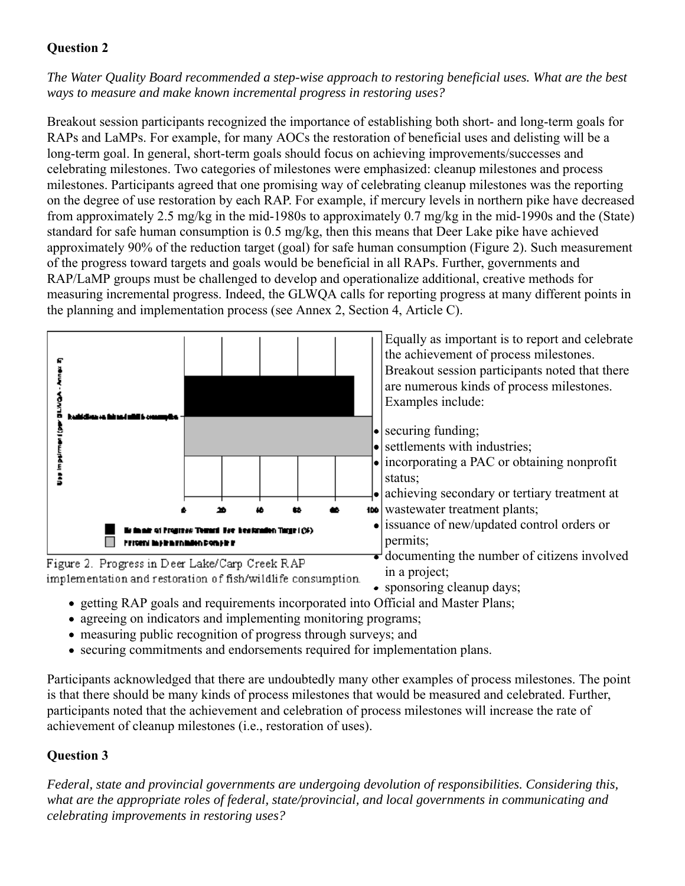**Question 2**

*The Water Quality Board recommended a step-wise approach to restoring beneficial uses. What are the best ways to measure and make known incremental progress in restoring uses?*

Breakout session participants recognized the importance of establishing both short- and long-term goals for RAPs and LaMPs. For example, for many AOCs the restoration of beneficial uses and delisting will be a long-term goal. In general, short-term goals should focus on achieving improvements/successes and celebrating milestones. Two categories of milestones were emphasized: cleanup milestones and process milestones. Participants agreed that one promising way of celebrating cleanup milestones was the reporting on the degree of use restoration by each RAP. For example, if mercury levels in northern pike have decreased from approximately 2.5 mg/kg in the mid-1980s to approximately 0.7 mg/kg in the mid-1990s and the (State) standard for safe human consumption is 0.5 mg/kg, then this means that Deer Lake pike have achieved approximately 90% of the reduction target (goal) for safe human consumption (Figure 2). Such measurement of the progress toward targets and goals would be beneficial in all RAPs. Further, governments and RAP/LaMP groups must be challenged to develop and operationalize additional, creative methods for measuring incremental progress. Indeed, the GLWQA calls for reporting progress at many different points in the planning and implementation process (see Annex 2, Section 4, Article C).

Figure 2. Progress in Deer Lake/Carp Creek RAP implementation and restoration of fish/wildlife consumption.

Equally as important is to report and celebrate the achievement of process milestones. Breakout session participants noted that there are numerous kinds of process milestones. Examples include:

- securing funding;
- settlements with industries;
- incorporating a PAC or obtaining nonprofit status;
- achieving secondary or tertiary treatment at wastewater treatment plants;
- issuance of new/updated control orders or permits;
- documenting the number of citizens involved in a project;
- sponsoring cleanup days;
- getting RAP goals and requirements incorporated into Official and Master Plans;
- agreeing on indicators and implementing monitoring programs;
- measuring public recognition of progress through surveys; and
- securing commitments and endorsements required for implementation plans.

Participants acknowledged that there are undoubtedly many other examples of process milestones. The point is that there should be many kinds of process milestones that would be measured and celebrated. Further, participants noted that the achievement and celebration of process milestones will increase the rate of achievement of cleanup milestones (i.e., restoration of uses).

**Question 3**

*Federal, state and provincial governments are undergoing devolution of responsibilities. Considering this, what are the appropriate roles of federal, state/provincial, and local governments in communicating and celebrating improvements in restoring uses?*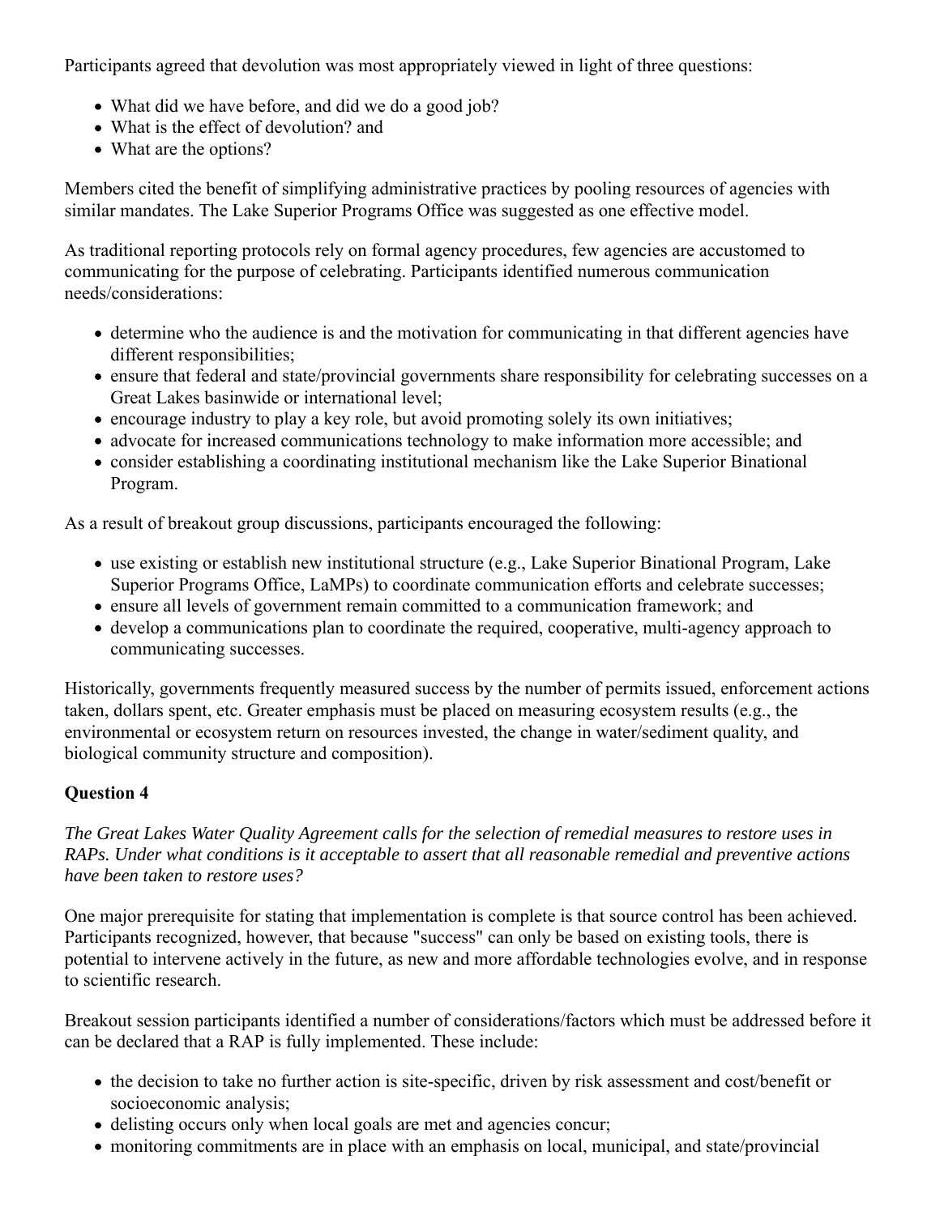Participants agreed that devolution was most appropriately viewed in light of three questions:

- What did we have before, and did we do a good job?
- What is the effect of devolution? and
- What are the options?

Members cited the benefit of simplifying administrative practices by pooling resources of agencies with similar mandates. The Lake Superior Programs Office was suggested as one effective model.

As traditional reporting protocols rely on formal agency procedures, few agencies are accustomed to communicating for the purpose of celebrating. Participants identified numerous communication needs/considerations:

- determine who the audience is and the motivation for communicating in that different agencies have different responsibilities;
- ensure that federal and state/provincial governments share responsibility for celebrating successes on a Great Lakes basinwide or international level;
- encourage industry to play a key role, but avoid promoting solely its own initiatives;
- advocate for increased communications technology to make information more accessible; and
- consider establishing a coordinating institutional mechanism like the Lake Superior Binational Program.

As a result of breakout group discussions, participants encouraged the following:

- use existing or establish new institutional structure (e.g., Lake Superior Binational Program, Lake Superior Programs Office, LaMPs) to coordinate communication efforts and celebrate successes;
- ensure all levels of government remain committed to a communication framework; and
- develop a communications plan to coordinate the required, cooperative, multi-agency approach to communicating successes.

Historically, governments frequently measured success by the number of permits issued, enforcement actions taken, dollars spent, etc. Greater emphasis must be placed on measuring ecosystem results (e.g., the environmental or ecosystem return on resources invested, the change in water/sediment quality, and biological community structure and composition).

**Question 4**

*The Great Lakes Water Quality Agreement calls for the selection of remedial measures to restore uses in RAPs. Under what conditions is it acceptable to assert that all reasonable remedial and preventive actions have been taken to restore uses?*

One major prerequisite for stating that implementation is complete is that source control has been achieved. Participants recognized, however, that because "success" can only be based on existing tools, there is potential to intervene actively in the future, as new and more affordable technologies evolve, and in response to scientific research.

Breakout session participants identified a number of considerations/factors which must be addressed before it can be declared that a RAP is fully implemented. These include:

- the decision to take no further action is site-specific, driven by risk assessment and cost/benefit or socioeconomic analysis;
- delisting occurs only when local goals are met and agencies concur;
- monitoring commitments are in place with an emphasis on local, municipal, and state/provincial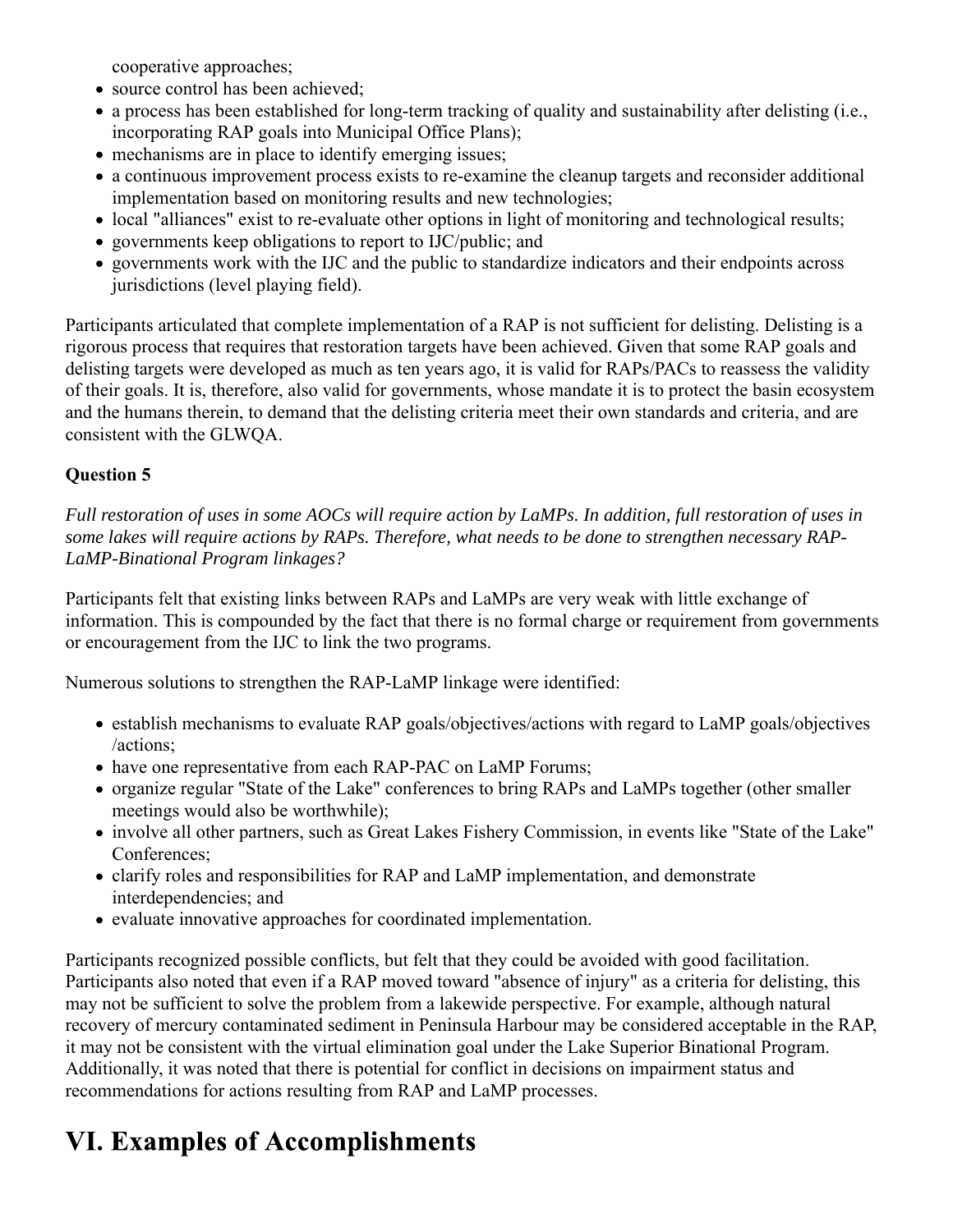cooperative approaches;

- source control has been achieved;
- a process has been established for long-term tracking of quality and sustainability after delisting (i.e., incorporating RAP goals into Municipal Office Plans);
- mechanisms are in place to identify emerging issues;
- a continuous improvement process exists to re-examine the cleanup targets and reconsider additional implementation based on monitoring results and new technologies;
- local "alliances" exist to re-evaluate other options in light of monitoring and technological results;
- governments keep obligations to report to IJC/public; and
- governments work with the IJC and the public to standardize indicators and their endpoints across jurisdictions (level playing field).

Participants articulated that complete implementation of a RAP is not sufficient for delisting. Delisting is a rigorous process that requires that restoration targets have been achieved. Given that some RAP goals and delisting targets were developed as much as ten years ago, it is valid for RAPs/PACs to reassess the validity of their goals. It is, therefore, also valid for governments, whose mandate it is to protect the basin ecosystem and the humans therein, to demand that the delisting criteria meet their own standards and criteria, and are consistent with the GLWQA.

**Question 5**

*Full restoration of uses in some AOCs will require action by LaMPs. In addition, full restoration of uses in some lakes will require actions by RAPs. Therefore, what needs to be done to strengthen necessary RAP-LaMP-Binational Program linkages?*

Participants felt that existing links between RAPs and LaMPs are very weak with little exchange of information. This is compounded by the fact that there is no formal charge or requirement from governments or encouragement from the IJC to link the two programs.

Numerous solutions to strengthen the RAP-LaMP linkage were identified:

- establish mechanisms to evaluate RAP goals/objectives/actions with regard to LaMP goals/objectives /actions;
- have one representative from each RAP-PAC on LaMP Forums;
- organize regular "State of the Lake" conferences to bring RAPs and LaMPs together (other smaller meetings would also be worthwhile);
- involve all other partners, such as Great Lakes Fishery Commission, in events like "State of the Lake" Conferences;
- clarify roles and responsibilities for RAP and LaMP implementation, and demonstrate interdependencies; and
- evaluate innovative approaches for coordinated implementation.

Participants recognized possible conflicts, but felt that they could be avoided with good facilitation. Participants also noted that even if a RAP moved toward "absence of injury" as a criteria for delisting, this may not be sufficient to solve the problem from a lakewide perspective. For example, although natural recovery of mercury contaminated sediment in Peninsula Harbour may be considered acceptable in the RAP, it may not be consistent with the virtual elimination goal under the Lake Superior Binational Program. Additionally, it was noted that there is potential for conflict in decisions on impairment status and recommendations for actions resulting from RAP and LaMP processes.

# VI. Examples of Accomplishments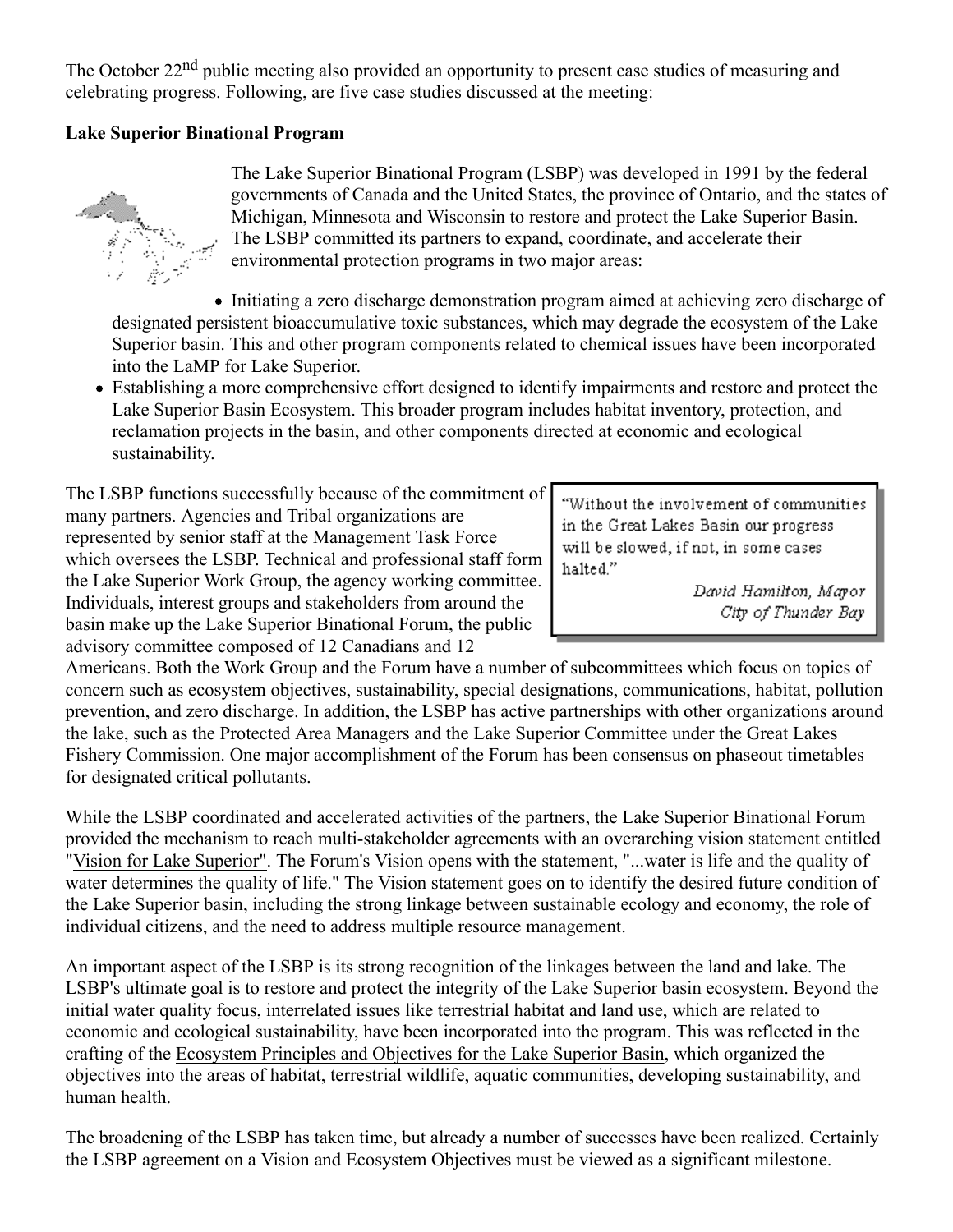The October 22nd public meeting also provided an opportunity to present case studies of measuring and celebrating progress. Following, are five case studies discussed at the meeting:

**Lake Superior Binational Program**

The Lake Superior Binational Program (LSBP) was developed in 1991 by the federal governments of Canada and the United States, the province of Ontario, and the states of Michigan, Minnesota and Wisconsin to restore and protect the Lake Superior Basin. The LSBP committed its partners to expand, coordinate, and accelerate their environmental protection programs in two major areas:

- Initiating a zero discharge demonstration program aimed at achieving zero discharge of designated persistent bioaccumulative toxic substances, which may degrade the ecosystem of the Lake Superior basin. This and other program components related to chemical issues have been incorporated into the LaMP for Lake Superior.
- Establishing a more comprehensive effort designed to identify impairments and restore and protect the Lake Superior Basin Ecosystem. This broader program includes habitat inventory, protection, and reclamation projects in the basin, and other components directed at economic and ecological sustainability.

The LSBP functions successfully because of the commitment of many partners. Agencies and Tribal organizations are represented by senior staff at the Management Task Force which oversees the LSBP. Technical and professional staff form the Lake Superior Work Group, the agency working committee. Individuals, interest groups and stakeholders from around the basin make up the Lake Superior Binational Forum, the public advisory committee composed of 12 Canadians and 12 Americans. Both the Work Group and the Forum have a number of subcommittees which focus on topics of concern such as ecosystem objectives, sustainability, special designations, communications, habitat, pollution prevention, and zero discharge. In addition, the LSBP has active partnerships with other organizations around the lake, such as the Protected Area Managers and the Lake Superior Committee under the Great Lakes Fishery Commission. One major accomplishment of the Forum has been consensus on phaseout timetables for designated critical pollutants.

> "Without the involvement of communities in the Great Lakes Basin our progress will be slowed, if not, in some cases halted."
>
> *David Hamilton, Mayor*
> *City of Thunder Bay*

While the LSBP coordinated and accelerated activities of the partners, the Lake Superior Binational Forum provided the mechanism to reach multi-stakeholder agreements with an overarching vision statement entitled "Vision for Lake Superior". The Forum's Vision opens with the statement, "...water is life and the quality of water determines the quality of life." The Vision statement goes on to identify the desired future condition of the Lake Superior basin, including the strong linkage between sustainable ecology and economy, the role of individual citizens, and the need to address multiple resource management.

An important aspect of the LSBP is its strong recognition of the linkages between the land and lake. The LSBP's ultimate goal is to restore and protect the integrity of the Lake Superior basin ecosystem. Beyond the initial water quality focus, interrelated issues like terrestrial habitat and land use, which are related to economic and ecological sustainability, have been incorporated into the program. This was reflected in the crafting of the Ecosystem Principles and Objectives for the Lake Superior Basin, which organized the objectives into the areas of habitat, terrestrial wildlife, aquatic communities, developing sustainability, and human health.

The broadening of the LSBP has taken time, but already a number of successes have been realized. Certainly the LSBP agreement on a Vision and Ecosystem Objectives must be viewed as a significant milestone.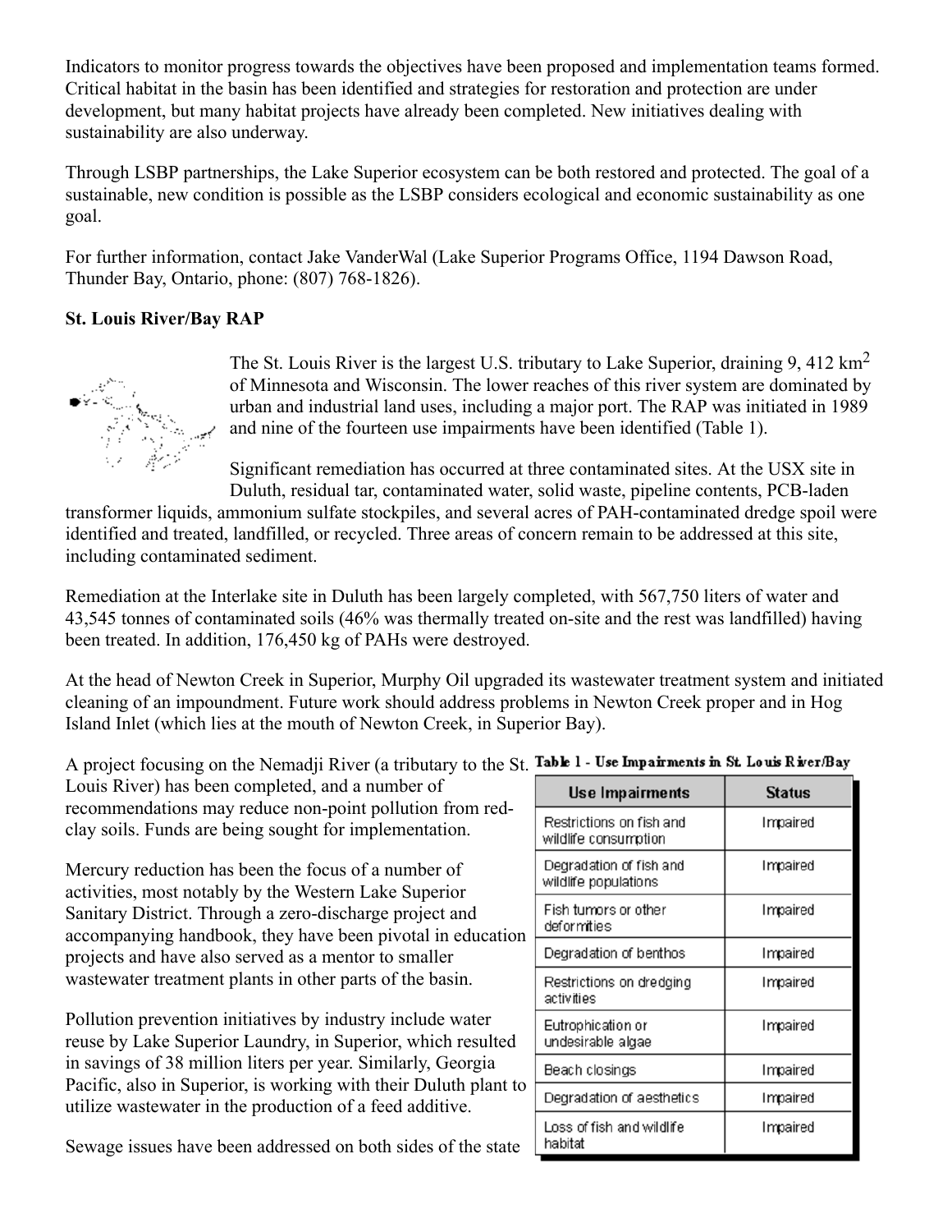Indicators to monitor progress towards the objectives have been proposed and implementation teams formed. Critical habitat in the basin has been identified and strategies for restoration and protection are under development, but many habitat projects have already been completed. New initiatives dealing with sustainability are also underway.

Through LSBP partnerships, the Lake Superior ecosystem can be both restored and protected. The goal of a sustainable, new condition is possible as the LSBP considers ecological and economic sustainability as one goal.

For further information, contact Jake VanderWal (Lake Superior Programs Office, 1194 Dawson Road, Thunder Bay, Ontario, phone: (807) 768-1826).

**St. Louis River/Bay RAP**

The St. Louis River is the largest U.S. tributary to Lake Superior, draining 9, 412 km$^2$ of Minnesota and Wisconsin. The lower reaches of this river system are dominated by urban and industrial land uses, including a major port. The RAP was initiated in 1989 and nine of the fourteen use impairments have been identified (Table 1).

Significant remediation has occurred at three contaminated sites. At the USX site in Duluth, residual tar, contaminated water, solid waste, pipeline contents, PCB-laden transformer liquids, ammonium sulfate stockpiles, and several acres of PAH-contaminated dredge spoil were identified and treated, landfilled, or recycled. Three areas of concern remain to be addressed at this site, including contaminated sediment.

Remediation at the Interlake site in Duluth has been largely completed, with 567,750 liters of water and 43,545 tonnes of contaminated soils (46% was thermally treated on-site and the rest was landfilled) having been treated. In addition, 176,450 kg of PAHs were destroyed.

At the head of Newton Creek in Superior, Murphy Oil upgraded its wastewater treatment system and initiated cleaning of an impoundment. Future work should address problems in Newton Creek proper and in Hog Island Inlet (which lies at the mouth of Newton Creek, in Superior Bay).

A project focusing on the Nemadji River (a tributary to the St. Louis River) has been completed, and a number of recommendations may reduce non-point pollution from red-clay soils. Funds are being sought for implementation.

Mercury reduction has been the focus of a number of activities, most notably by the Western Lake Superior Sanitary District. Through a zero-discharge project and accompanying handbook, they have been pivotal in education projects and have also served as a mentor to smaller wastewater treatment plants in other parts of the basin.

Pollution prevention initiatives by industry include water reuse by Lake Superior Laundry, in Superior, which resulted in savings of 38 million liters per year. Similarly, Georgia Pacific, also in Superior, is working with their Duluth plant to utilize wastewater in the production of a feed additive.

Sewage issues have been addressed on both sides of the state

**Table 1 - Use Impairments in St. Louis River/Bay**

| Use Impairments | Status |
|---|---|
| Restrictions on fish and wildlife consumption | Impaired |
| Degradation of fish and wildlife populations | Impaired |
| Fish tumors or other deformities | Impaired |
| Degradation of benthos | Impaired |
| Restrictions on dredging activities | Impaired |
| Eutrophication or undesirable algae | Impaired |
| Beach closings | Impaired |
| Degradation of aesthetics | Impaired |
| Loss of fish and wildlife habitat | Impaired |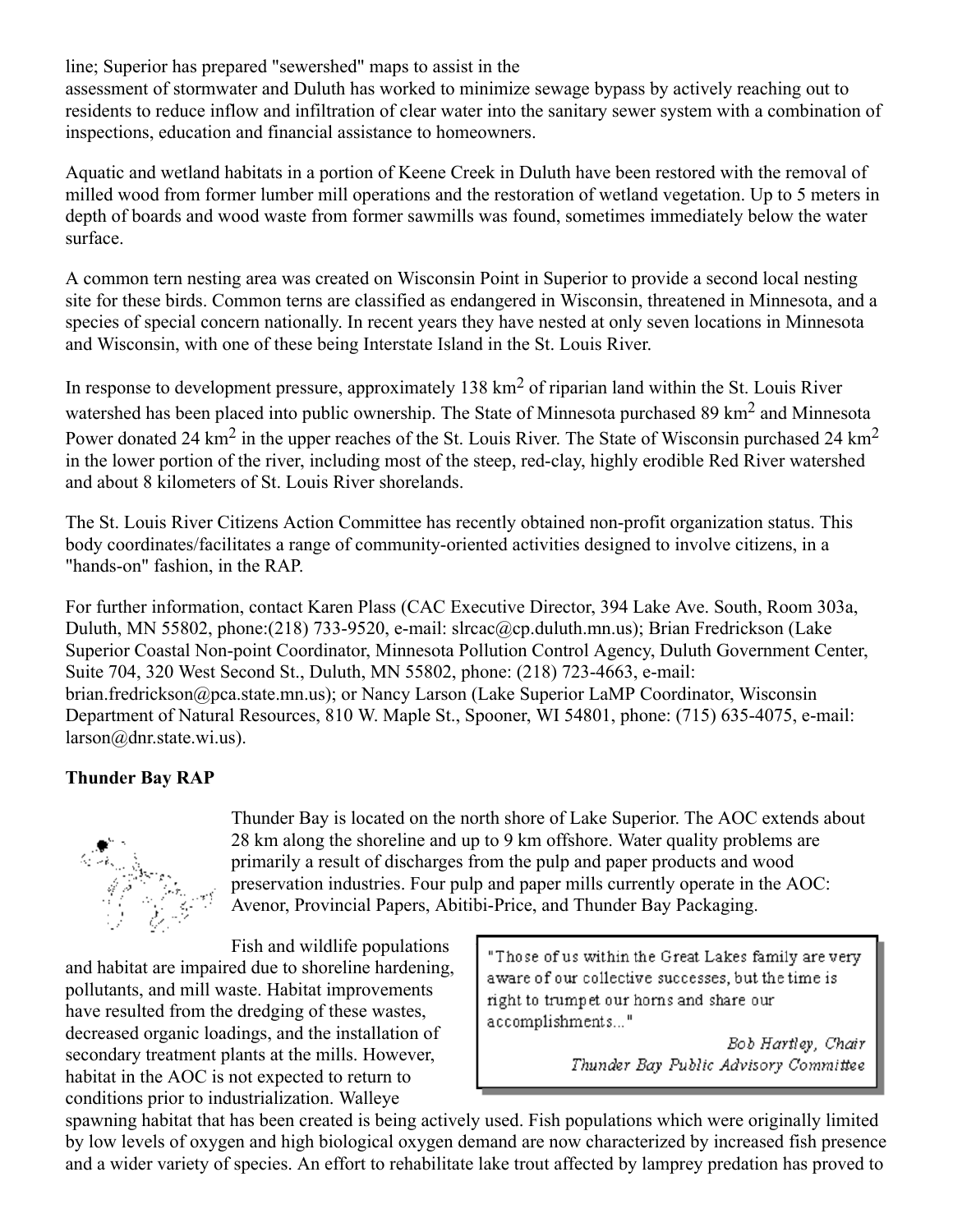line; Superior has prepared "sewershed" maps to assist in the assessment of stormwater and Duluth has worked to minimize sewage bypass by actively reaching out to residents to reduce inflow and infiltration of clear water into the sanitary sewer system with a combination of inspections, education and financial assistance to homeowners.

Aquatic and wetland habitats in a portion of Keene Creek in Duluth have been restored with the removal of milled wood from former lumber mill operations and the restoration of wetland vegetation. Up to 5 meters in depth of boards and wood waste from former sawmills was found, sometimes immediately below the water surface.

A common tern nesting area was created on Wisconsin Point in Superior to provide a second local nesting site for these birds. Common terns are classified as endangered in Wisconsin, threatened in Minnesota, and a species of special concern nationally. In recent years they have nested at only seven locations in Minnesota and Wisconsin, with one of these being Interstate Island in the St. Louis River.

In response to development pressure, approximately 138 $km^2$ of riparian land within the St. Louis River watershed has been placed into public ownership. The State of Minnesota purchased 89 $km^2$ and Minnesota Power donated 24 $km^2$ in the upper reaches of the St. Louis River. The State of Wisconsin purchased 24 $km^2$ in the lower portion of the river, including most of the steep, red-clay, highly erodible Red River watershed and about 8 kilometers of St. Louis River shorelands.

The St. Louis River Citizens Action Committee has recently obtained non-profit organization status. This body coordinates/facilitates a range of community-oriented activities designed to involve citizens, in a "hands-on" fashion, in the RAP.

For further information, contact Karen Plass (CAC Executive Director, 394 Lake Ave. South, Room 303a, Duluth, MN 55802, phone:(218) 733-9520, e-mail: slrcac@cp.duluth.mn.us); Brian Fredrickson (Lake Superior Coastal Non-point Coordinator, Minnesota Pollution Control Agency, Duluth Government Center, Suite 704, 320 West Second St., Duluth, MN 55802, phone: (218) 723-4663, e-mail: brian.fredrickson@pca.state.mn.us); or Nancy Larson (Lake Superior LaMP Coordinator, Wisconsin Department of Natural Resources, 810 W. Maple St., Spooner, WI 54801, phone: (715) 635-4075, e-mail: larson@dnr.state.wi.us).

**Thunder Bay RAP**

Thunder Bay is located on the north shore of Lake Superior. The AOC extends about 28 km along the shoreline and up to 9 km offshore. Water quality problems are primarily a result of discharges from the pulp and paper products and wood preservation industries. Four pulp and paper mills currently operate in the AOC: Avenor, Provincial Papers, Abitibi-Price, and Thunder Bay Packaging.

> "Those of us within the Great Lakes family are very aware of our collective successes, but the time is right to trumpet our horns and share our accomplishments..."
>
> *Bob Hartley, Chair*
> *Thunder Bay Public Advisory Committee*

Fish and wildlife populations and habitat are impaired due to shoreline hardening, pollutants, and mill waste. Habitat improvements have resulted from the dredging of these wastes, decreased organic loadings, and the installation of secondary treatment plants at the mills. However, habitat in the AOC is not expected to return to conditions prior to industrialization. Walleye spawning habitat that has been created is being actively used. Fish populations which were originally limited by low levels of oxygen and high biological oxygen demand are now characterized by increased fish presence and a wider variety of species. An effort to rehabilitate lake trout affected by lamprey predation has proved to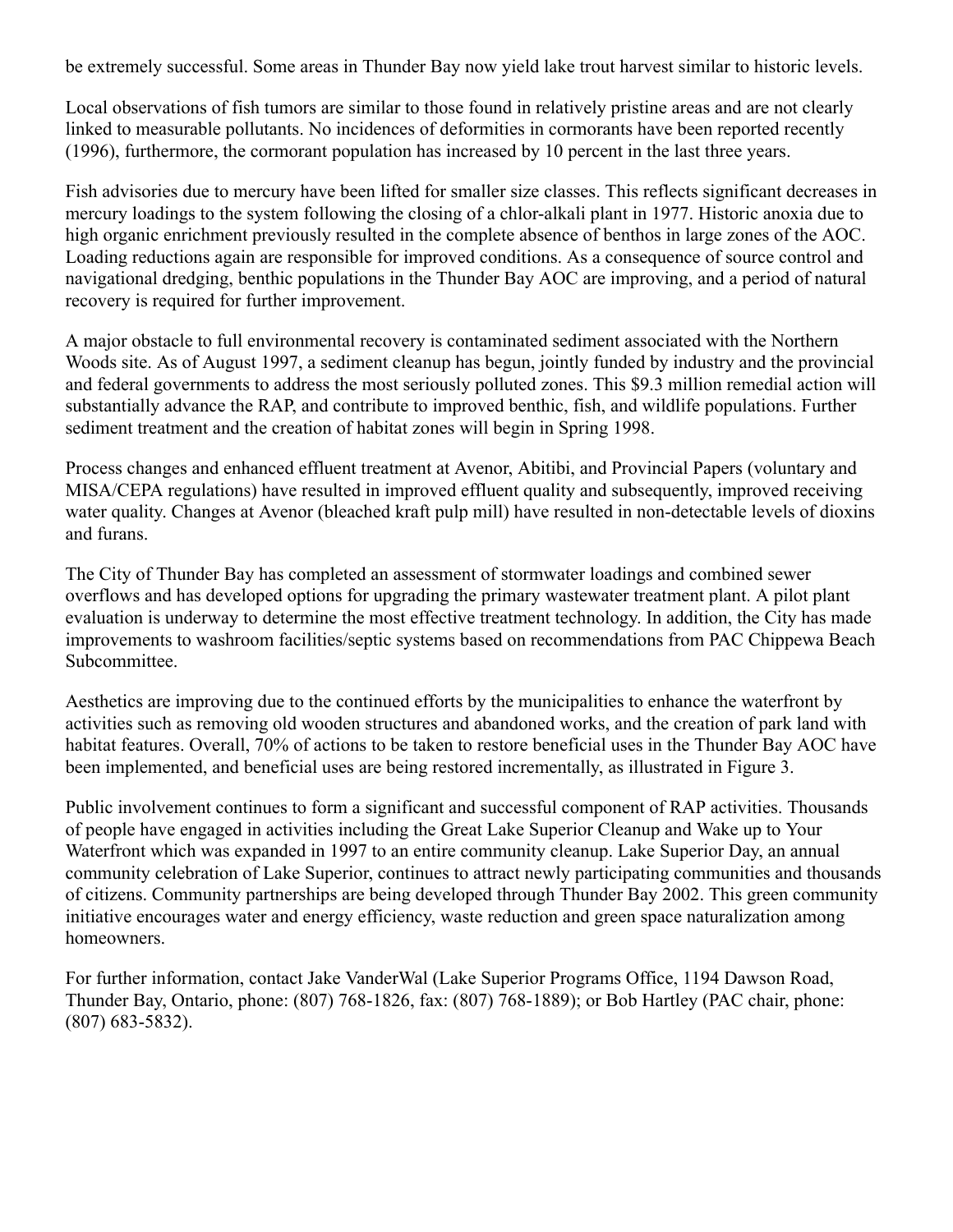be extremely successful. Some areas in Thunder Bay now yield lake trout harvest similar to historic levels.

Local observations of fish tumors are similar to those found in relatively pristine areas and are not clearly linked to measurable pollutants. No incidences of deformities in cormorants have been reported recently (1996), furthermore, the cormorant population has increased by 10 percent in the last three years.

Fish advisories due to mercury have been lifted for smaller size classes. This reflects significant decreases in mercury loadings to the system following the closing of a chlor-alkali plant in 1977. Historic anoxia due to high organic enrichment previously resulted in the complete absence of benthos in large zones of the AOC. Loading reductions again are responsible for improved conditions. As a consequence of source control and navigational dredging, benthic populations in the Thunder Bay AOC are improving, and a period of natural recovery is required for further improvement.

A major obstacle to full environmental recovery is contaminated sediment associated with the Northern Woods site. As of August 1997, a sediment cleanup has begun, jointly funded by industry and the provincial and federal governments to address the most seriously polluted zones. This $9.3 million remedial action will substantially advance the RAP, and contribute to improved benthic, fish, and wildlife populations. Further sediment treatment and the creation of habitat zones will begin in Spring 1998.

Process changes and enhanced effluent treatment at Avenor, Abitibi, and Provincial Papers (voluntary and MISA/CEPA regulations) have resulted in improved effluent quality and subsequently, improved receiving water quality. Changes at Avenor (bleached kraft pulp mill) have resulted in non-detectable levels of dioxins and furans.

The City of Thunder Bay has completed an assessment of stormwater loadings and combined sewer overflows and has developed options for upgrading the primary wastewater treatment plant. A pilot plant evaluation is underway to determine the most effective treatment technology. In addition, the City has made improvements to washroom facilities/septic systems based on recommendations from PAC Chippewa Beach Subcommittee.

Aesthetics are improving due to the continued efforts by the municipalities to enhance the waterfront by activities such as removing old wooden structures and abandoned works, and the creation of park land with habitat features. Overall, 70% of actions to be taken to restore beneficial uses in the Thunder Bay AOC have been implemented, and beneficial uses are being restored incrementally, as illustrated in Figure 3.

Public involvement continues to form a significant and successful component of RAP activities. Thousands of people have engaged in activities including the Great Lake Superior Cleanup and Wake up to Your Waterfront which was expanded in 1997 to an entire community cleanup. Lake Superior Day, an annual community celebration of Lake Superior, continues to attract newly participating communities and thousands of citizens. Community partnerships are being developed through Thunder Bay 2002. This green community initiative encourages water and energy efficiency, waste reduction and green space naturalization among homeowners.

For further information, contact Jake VanderWal (Lake Superior Programs Office, 1194 Dawson Road, Thunder Bay, Ontario, phone: (807) 768-1826, fax: (807) 768-1889); or Bob Hartley (PAC chair, phone: (807) 683-5832).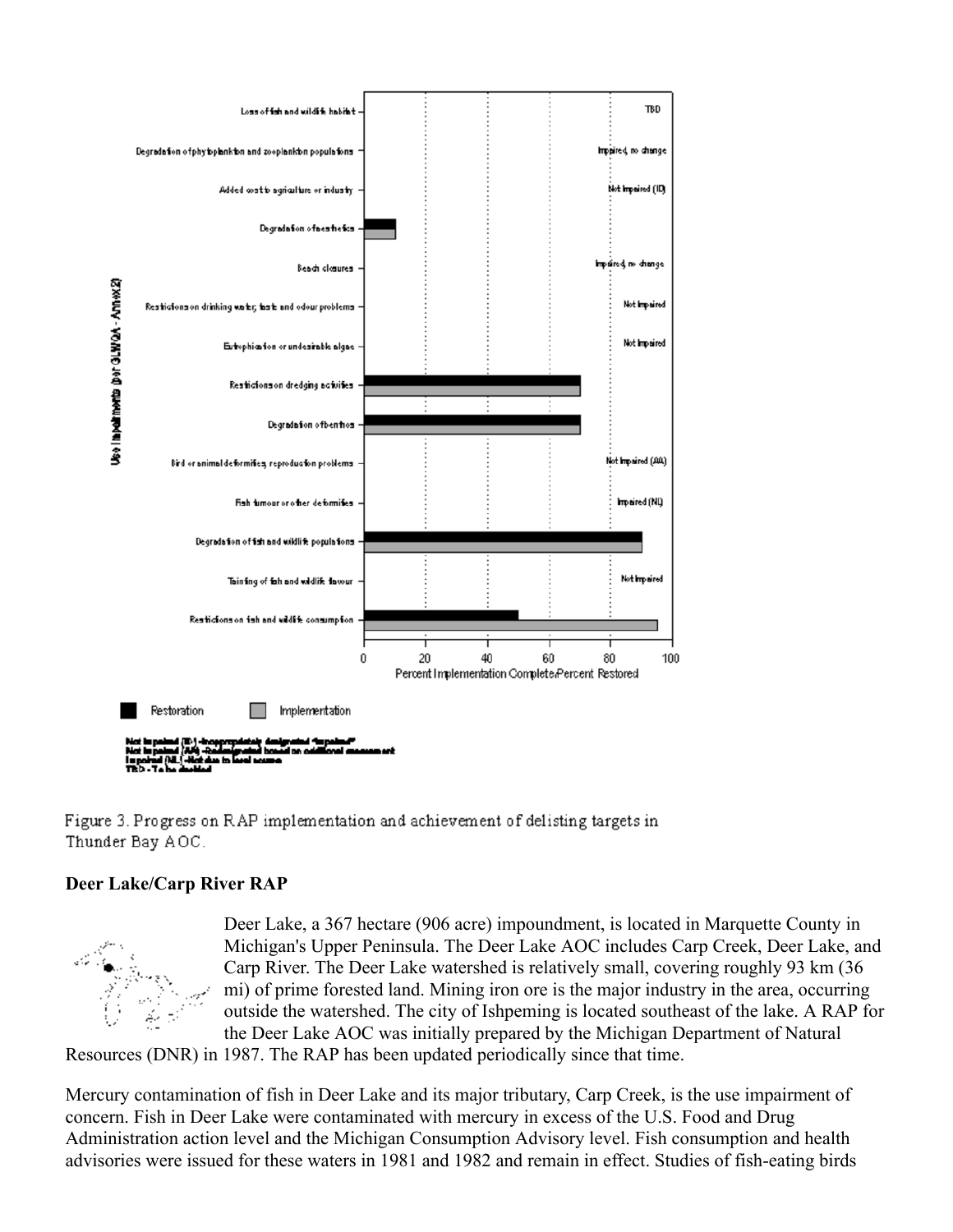Figure 3. Progress on RAP implementation and achievement of delisting targets in Thunder Bay AOC.

**Deer Lake/Carp River RAP**

Deer Lake, a 367 hectare (906 acre) impoundment, is located in Marquette County in Michigan's Upper Peninsula. The Deer Lake AOC includes Carp Creek, Deer Lake, and Carp River. The Deer Lake watershed is relatively small, covering roughly 93 km (36 mi) of prime forested land. Mining iron ore is the major industry in the area, occurring outside the watershed. The city of Ishpeming is located southeast of the lake. A RAP for the Deer Lake AOC was initially prepared by the Michigan Department of Natural Resources (DNR) in 1987. The RAP has been updated periodically since that time.

Mercury contamination of fish in Deer Lake and its major tributary, Carp Creek, is the use impairment of concern. Fish in Deer Lake were contaminated with mercury in excess of the U.S. Food and Drug Administration action level and the Michigan Consumption Advisory level. Fish consumption and health advisories were issued for these waters in 1981 and 1982 and remain in effect. Studies of fish-eating birds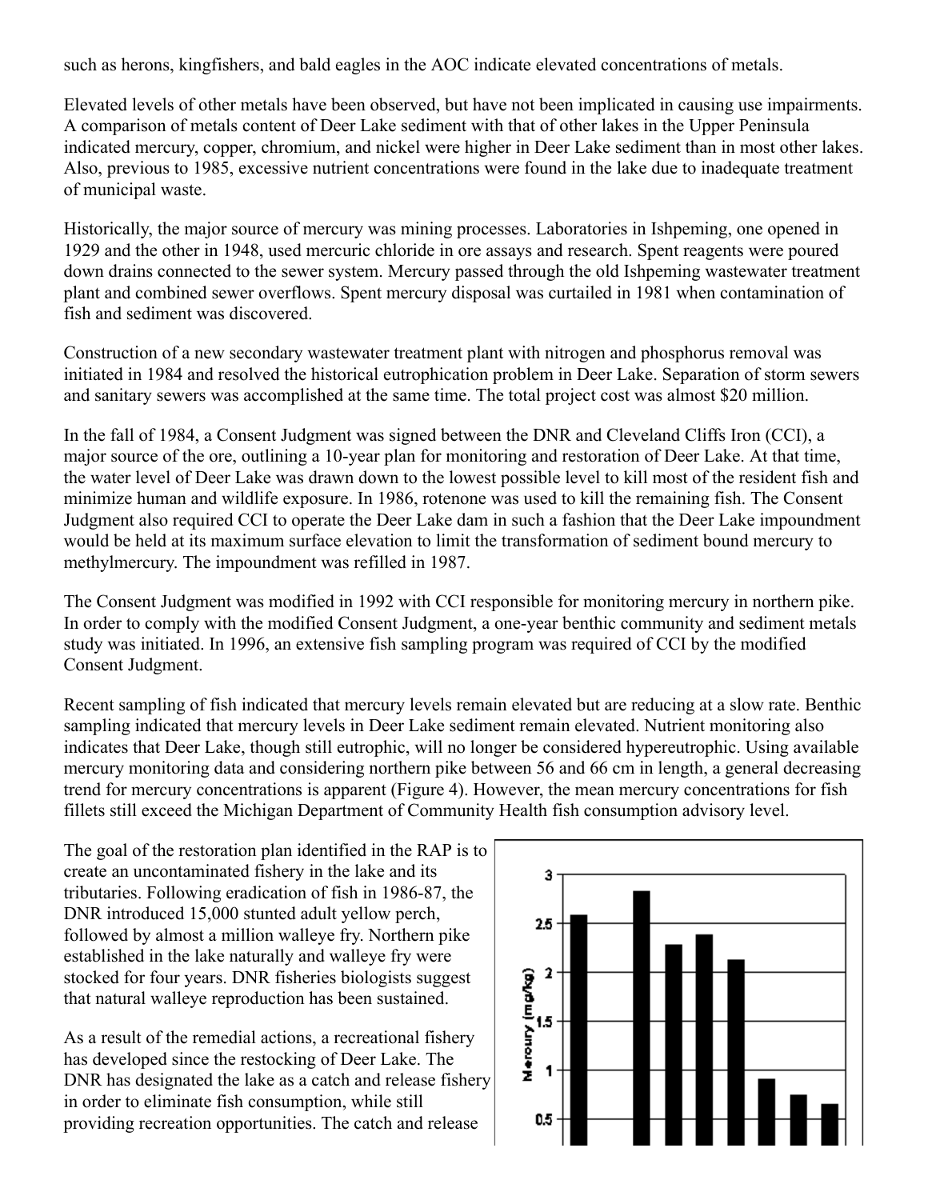such as herons, kingfishers, and bald eagles in the AOC indicate elevated concentrations of metals.

Elevated levels of other metals have been observed, but have not been implicated in causing use impairments. A comparison of metals content of Deer Lake sediment with that of other lakes in the Upper Peninsula indicated mercury, copper, chromium, and nickel were higher in Deer Lake sediment than in most other lakes. Also, previous to 1985, excessive nutrient concentrations were found in the lake due to inadequate treatment of municipal waste.

Historically, the major source of mercury was mining processes. Laboratories in Ishpeming, one opened in 1929 and the other in 1948, used mercuric chloride in ore assays and research. Spent reagents were poured down drains connected to the sewer system. Mercury passed through the old Ishpeming wastewater treatment plant and combined sewer overflows. Spent mercury disposal was curtailed in 1981 when contamination of fish and sediment was discovered.

Construction of a new secondary wastewater treatment plant with nitrogen and phosphorus removal was initiated in 1984 and resolved the historical eutrophication problem in Deer Lake. Separation of storm sewers and sanitary sewers was accomplished at the same time. The total project cost was almost $20 million.

In the fall of 1984, a Consent Judgment was signed between the DNR and Cleveland Cliffs Iron (CCI), a major source of the ore, outlining a 10-year plan for monitoring and restoration of Deer Lake. At that time, the water level of Deer Lake was drawn down to the lowest possible level to kill most of the resident fish and minimize human and wildlife exposure. In 1986, rotenone was used to kill the remaining fish. The Consent Judgment also required CCI to operate the Deer Lake dam in such a fashion that the Deer Lake impoundment would be held at its maximum surface elevation to limit the transformation of sediment bound mercury to methylmercury. The impoundment was refilled in 1987.

The Consent Judgment was modified in 1992 with CCI responsible for monitoring mercury in northern pike. In order to comply with the modified Consent Judgment, a one-year benthic community and sediment metals study was initiated. In 1996, an extensive fish sampling program was required of CCI by the modified Consent Judgment.

Recent sampling of fish indicated that mercury levels remain elevated but are reducing at a slow rate. Benthic sampling indicated that mercury levels in Deer Lake sediment remain elevated. Nutrient monitoring also indicates that Deer Lake, though still eutrophic, will no longer be considered hypereutrophic. Using available mercury monitoring data and considering northern pike between 56 and 66 cm in length, a general decreasing trend for mercury concentrations is apparent (Figure 4). However, the mean mercury concentrations for fish fillets still exceed the Michigan Department of Community Health fish consumption advisory level.

The goal of the restoration plan identified in the RAP is to create an uncontaminated fishery in the lake and its tributaries. Following eradication of fish in 1986-87, the DNR introduced 15,000 stunted adult yellow perch, followed by almost a million walleye fry. Northern pike established in the lake naturally and walleye fry were stocked for four years. DNR fisheries biologists suggest that natural walleye reproduction has been sustained.

As a result of the remedial actions, a recreational fishery has developed since the restocking of Deer Lake. The DNR has designated the lake as a catch and release fishery in order to eliminate fish consumption, while still providing recreation opportunities. The catch and release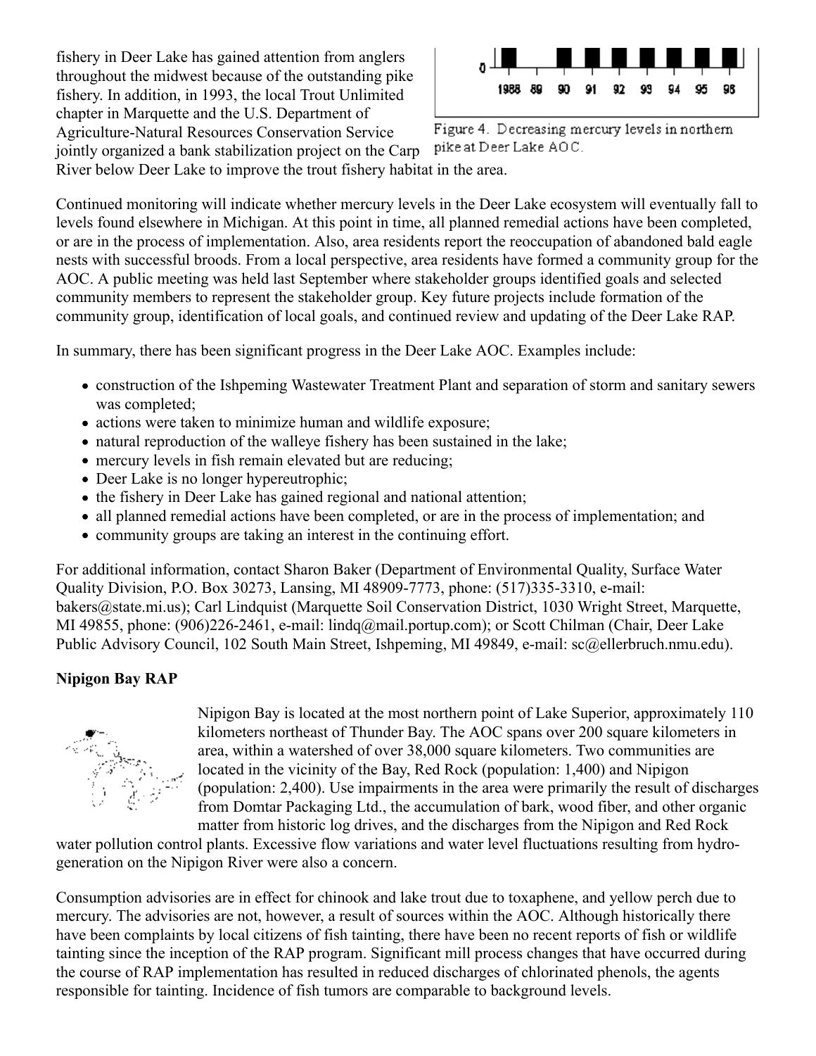fishery in Deer Lake has gained attention from anglers throughout the midwest because of the outstanding pike fishery. In addition, in 1993, the local Trout Unlimited chapter in Marquette and the U.S. Department of Agriculture-Natural Resources Conservation Service jointly organized a bank stabilization project on the Carp River below Deer Lake to improve the trout fishery habitat in the area.

Figure 4. Decreasing mercury levels in northern pike at Deer Lake AOC.

Continued monitoring will indicate whether mercury levels in the Deer Lake ecosystem will eventually fall to levels found elsewhere in Michigan. At this point in time, all planned remedial actions have been completed, or are in the process of implementation. Also, area residents report the reoccupation of abandoned bald eagle nests with successful broods. From a local perspective, area residents have formed a community group for the AOC. A public meeting was held last September where stakeholder groups identified goals and selected community members to represent the stakeholder group. Key future projects include formation of the community group, identification of local goals, and continued review and updating of the Deer Lake RAP.

In summary, there has been significant progress in the Deer Lake AOC. Examples include:

- construction of the Ishpeming Wastewater Treatment Plant and separation of storm and sanitary sewers was completed;
- actions were taken to minimize human and wildlife exposure;
- natural reproduction of the walleye fishery has been sustained in the lake;
- mercury levels in fish remain elevated but are reducing;
- Deer Lake is no longer hypereutrophic;
- the fishery in Deer Lake has gained regional and national attention;
- all planned remedial actions have been completed, or are in the process of implementation; and
- community groups are taking an interest in the continuing effort.

For additional information, contact Sharon Baker (Department of Environmental Quality, Surface Water Quality Division, P.O. Box 30273, Lansing, MI 48909-7773, phone: (517)335-3310, e-mail: bakers@state.mi.us); Carl Lindquist (Marquette Soil Conservation District, 1030 Wright Street, Marquette, MI 49855, phone: (906)226-2461, e-mail: lindq@mail.portup.com); or Scott Chilman (Chair, Deer Lake Public Advisory Council, 102 South Main Street, Ishpeming, MI 49849, e-mail: sc@ellerbruch.nmu.edu).

**Nipigon Bay RAP**

Nipigon Bay is located at the most northern point of Lake Superior, approximately 110 kilometers northeast of Thunder Bay. The AOC spans over 200 square kilometers in area, within a watershed of over 38,000 square kilometers. Two communities are located in the vicinity of the Bay, Red Rock (population: 1,400) and Nipigon (population: 2,400). Use impairments in the area were primarily the result of discharges from Domtar Packaging Ltd., the accumulation of bark, wood fiber, and other organic matter from historic log drives, and the discharges from the Nipigon and Red Rock water pollution control plants. Excessive flow variations and water level fluctuations resulting from hydro-generation on the Nipigon River were also a concern.

Consumption advisories are in effect for chinook and lake trout due to toxaphene, and yellow perch due to mercury. The advisories are not, however, a result of sources within the AOC. Although historically there have been complaints by local citizens of fish tainting, there have been no recent reports of fish or wildlife tainting since the inception of the RAP program. Significant mill process changes that have occurred during the course of RAP implementation has resulted in reduced discharges of chlorinated phenols, the agents responsible for tainting. Incidence of fish tumors are comparable to background levels.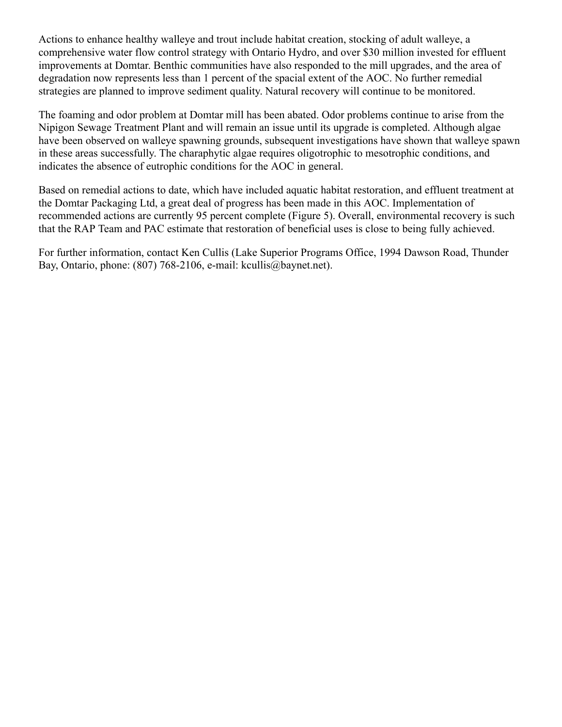Actions to enhance healthy walleye and trout include habitat creation, stocking of adult walleye, a comprehensive water flow control strategy with Ontario Hydro, and over $30 million invested for effluent improvements at Domtar. Benthic communities have also responded to the mill upgrades, and the area of degradation now represents less than 1 percent of the spacial extent of the AOC. No further remedial strategies are planned to improve sediment quality. Natural recovery will continue to be monitored.

The foaming and odor problem at Domtar mill has been abated. Odor problems continue to arise from the Nipigon Sewage Treatment Plant and will remain an issue until its upgrade is completed. Although algae have been observed on walleye spawning grounds, subsequent investigations have shown that walleye spawn in these areas successfully. The charaphytic algae requires oligotrophic to mesotrophic conditions, and indicates the absence of eutrophic conditions for the AOC in general.

Based on remedial actions to date, which have included aquatic habitat restoration, and effluent treatment at the Domtar Packaging Ltd, a great deal of progress has been made in this AOC. Implementation of recommended actions are currently 95 percent complete (Figure 5). Overall, environmental recovery is such that the RAP Team and PAC estimate that restoration of beneficial uses is close to being fully achieved.

For further information, contact Ken Cullis (Lake Superior Programs Office, 1994 Dawson Road, Thunder Bay, Ontario, phone: (807) 768-2106, e-mail: kcullis@baynet.net).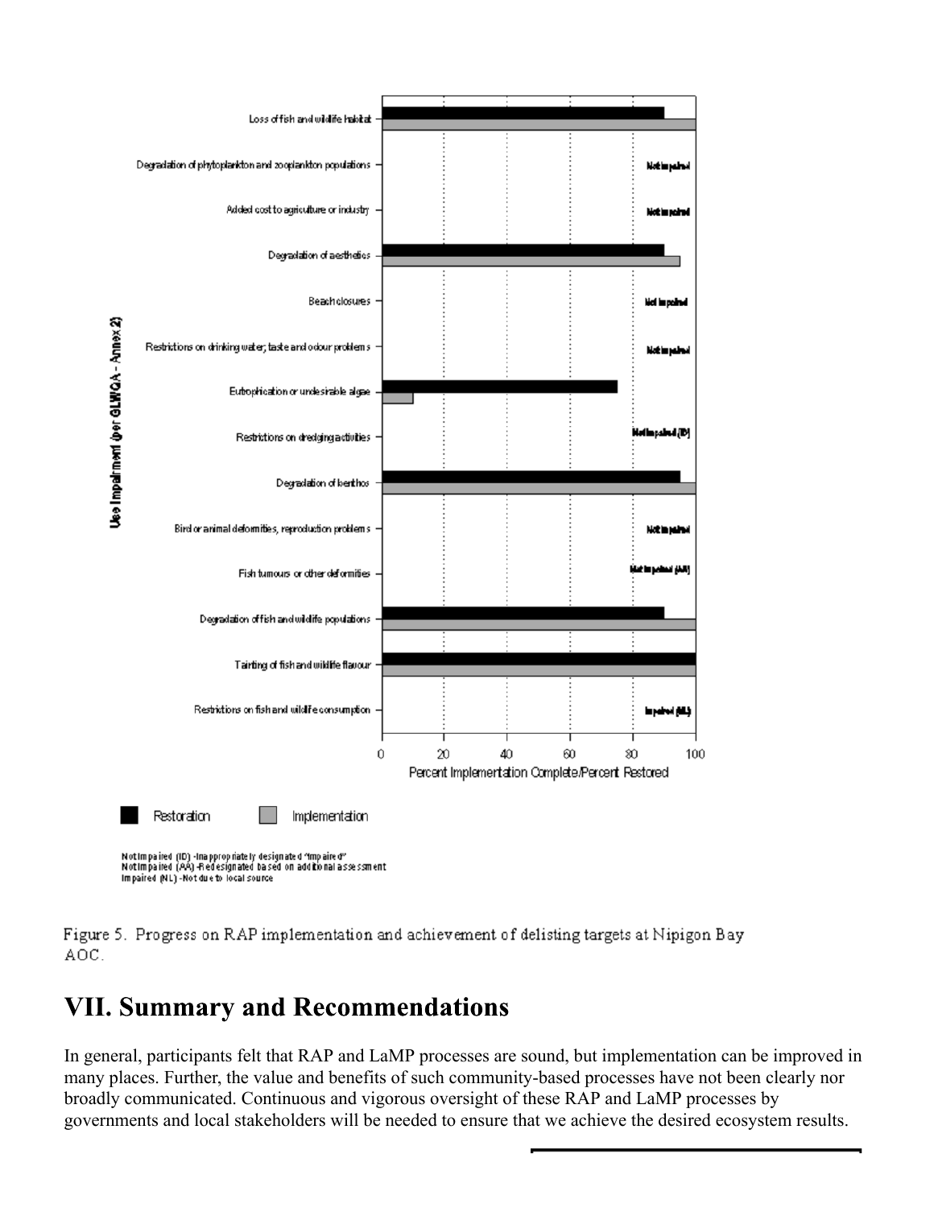Figure 5. Progress on RAP implementation and achievement of delisting targets at Nipigon Bay AOC.

## VII. Summary and Recommendations

In general, participants felt that RAP and LaMP processes are sound, but implementation can be improved in many places. Further, the value and benefits of such community-based processes have not been clearly nor broadly communicated. Continuous and vigorous oversight of these RAP and LaMP processes by governments and local stakeholders will be needed to ensure that we achieve the desired ecosystem results.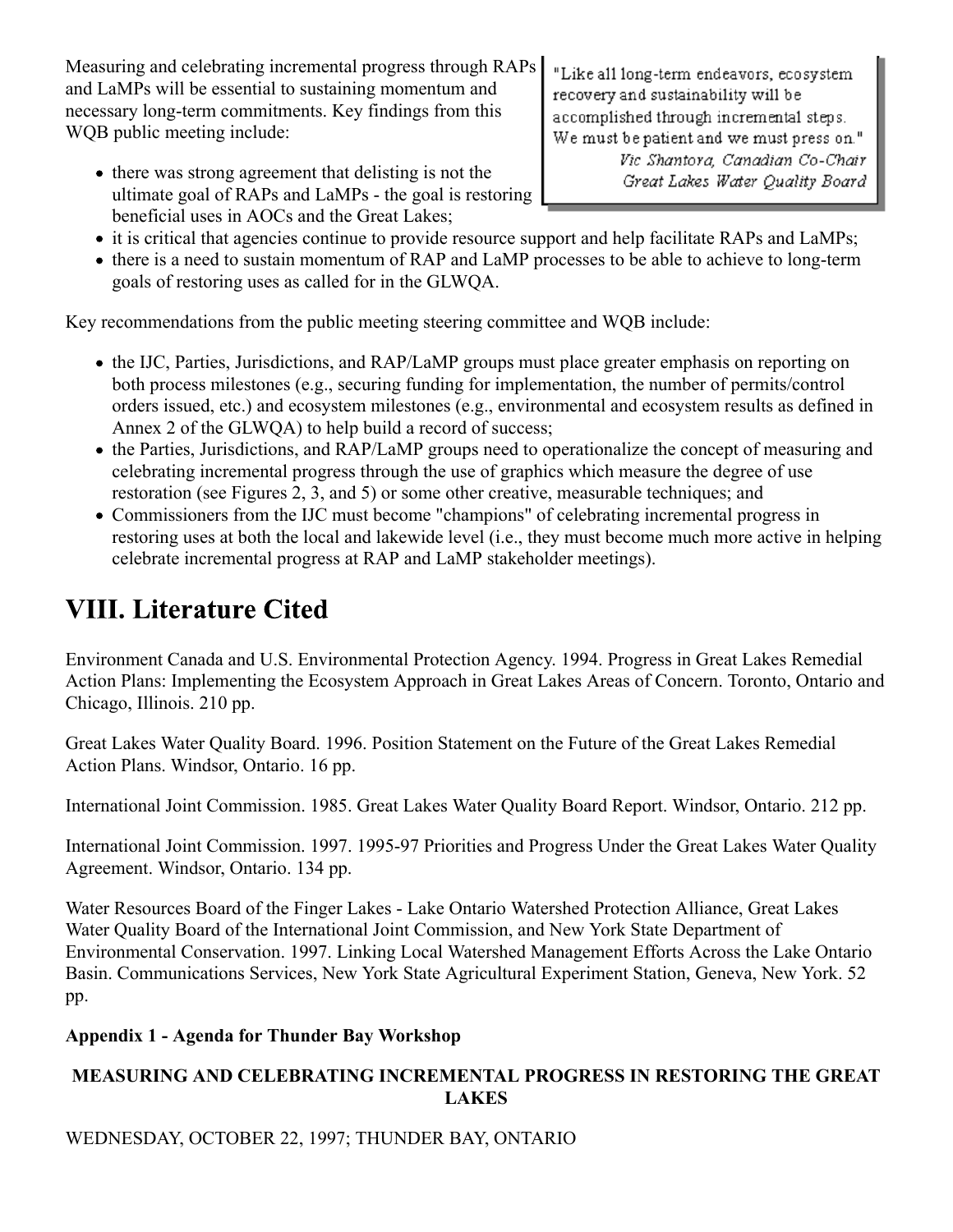Measuring and celebrating incremental progress through RAPs and LaMPs will be essential to sustaining momentum and necessary long-term commitments. Key findings from this WQB public meeting include:

> "Like all long-term endeavors, ecosystem recovery and sustainability will be accomplished through incremental steps. We must be patient and we must press on."
> *Vic Shantora, Canadian Co-Chair Great Lakes Water Quality Board*

- there was strong agreement that delisting is not the ultimate goal of RAPs and LaMPs - the goal is restoring beneficial uses in AOCs and the Great Lakes;
- it is critical that agencies continue to provide resource support and help facilitate RAPs and LaMPs;
- there is a need to sustain momentum of RAP and LaMP processes to be able to achieve to long-term goals of restoring uses as called for in the GLWQA.

Key recommendations from the public meeting steering committee and WQB include:

- the IJC, Parties, Jurisdictions, and RAP/LaMP groups must place greater emphasis on reporting on both process milestones (e.g., securing funding for implementation, the number of permits/control orders issued, etc.) and ecosystem milestones (e.g., environmental and ecosystem results as defined in Annex 2 of the GLWQA) to help build a record of success;
- the Parties, Jurisdictions, and RAP/LaMP groups need to operationalize the concept of measuring and celebrating incremental progress through the use of graphics which measure the degree of use restoration (see Figures 2, 3, and 5) or some other creative, measurable techniques; and
- Commissioners from the IJC must become "champions" of celebrating incremental progress in restoring uses at both the local and lakewide level (i.e., they must become much more active in helping celebrate incremental progress at RAP and LaMP stakeholder meetings).

# VIII. Literature Cited

Environment Canada and U.S. Environmental Protection Agency. 1994. Progress in Great Lakes Remedial Action Plans: Implementing the Ecosystem Approach in Great Lakes Areas of Concern. Toronto, Ontario and Chicago, Illinois. 210 pp.

Great Lakes Water Quality Board. 1996. Position Statement on the Future of the Great Lakes Remedial Action Plans. Windsor, Ontario. 16 pp.

International Joint Commission. 1985. Great Lakes Water Quality Board Report. Windsor, Ontario. 212 pp.

International Joint Commission. 1997. 1995-97 Priorities and Progress Under the Great Lakes Water Quality Agreement. Windsor, Ontario. 134 pp.

Water Resources Board of the Finger Lakes - Lake Ontario Watershed Protection Alliance, Great Lakes Water Quality Board of the International Joint Commission, and New York State Department of Environmental Conservation. 1997. Linking Local Watershed Management Efforts Across the Lake Ontario Basin. Communications Services, New York State Agricultural Experiment Station, Geneva, New York. 52 pp.

**Appendix 1 - Agenda for Thunder Bay Workshop**

**MEASURING AND CELEBRATING INCREMENTAL PROGRESS IN RESTORING THE GREAT LAKES**

WEDNESDAY, OCTOBER 22, 1997; THUNDER BAY, ONTARIO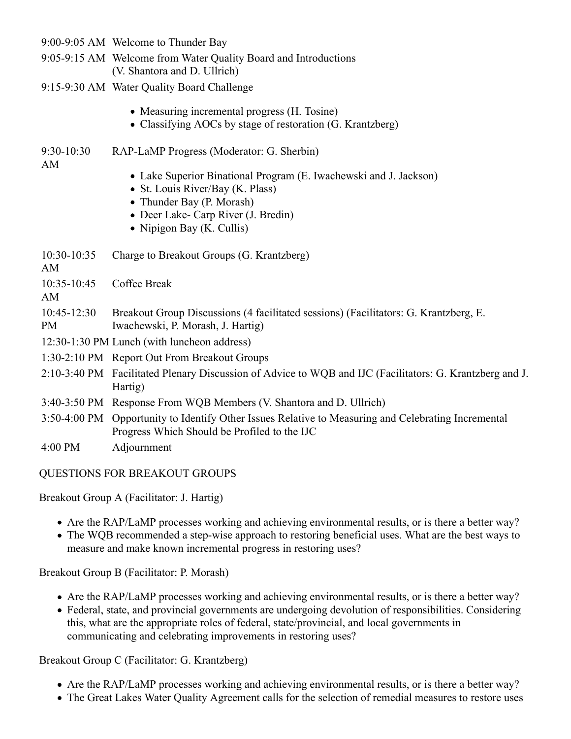| | |
|---|---|
| 9:00-9:05 AM | Welcome to Thunder Bay |
| 9:05-9:15 AM | Welcome from Water Quality Board and Introductions (V. Shantora and D. Ullrich) |
| 9:15-9:30 AM | Water Quality Board Challenge<br>• Measuring incremental progress (H. Tosine)<br>• Classifying AOCs by stage of restoration (G. Krantzberg) |
| 9:30-10:30 AM | RAP-LaMP Progress (Moderator: G. Sherbin)<br>• Lake Superior Binational Program (E. Iwachewski and J. Jackson)<br>• St. Louis River/Bay (K. Plass)<br>• Thunder Bay (P. Morash)<br>• Deer Lake- Carp River (J. Bredin)<br>• Nipigon Bay (K. Cullis) |
| 10:30-10:35 AM | Charge to Breakout Groups (G. Krantzberg) |
| 10:35-10:45 AM | Coffee Break |
| 10:45-12:30 PM | Breakout Group Discussions (4 facilitated sessions) (Facilitators: G. Krantzberg, E. Iwachewski, P. Morash, J. Hartig) |
| 12:30-1:30 PM | Lunch (with luncheon address) |
| 1:30-2:10 PM | Report Out From Breakout Groups |
| 2:10-3:40 PM | Facilitated Plenary Discussion of Advice to WQB and IJC (Facilitators: G. Krantzberg and J. Hartig) |
| 3:40-3:50 PM | Response From WQB Members (V. Shantora and D. Ullrich) |
| 3:50-4:00 PM | Opportunity to Identify Other Issues Relative to Measuring and Celebrating Incremental Progress Which Should be Profiled to the IJC |
| 4:00 PM | Adjournment |

QUESTIONS FOR BREAKOUT GROUPS

Breakout Group A (Facilitator: J. Hartig)

- Are the RAP/LaMP processes working and achieving environmental results, or is there a better way?
- The WQB recommended a step-wise approach to restoring beneficial uses. What are the best ways to measure and make known incremental progress in restoring uses?

Breakout Group B (Facilitator: P. Morash)

- Are the RAP/LaMP processes working and achieving environmental results, or is there a better way?
- Federal, state, and provincial governments are undergoing devolution of responsibilities. Considering this, what are the appropriate roles of federal, state/provincial, and local governments in communicating and celebrating improvements in restoring uses?

Breakout Group C (Facilitator: G. Krantzberg)

- Are the RAP/LaMP processes working and achieving environmental results, or is there a better way?
- The Great Lakes Water Quality Agreement calls for the selection of remedial measures to restore uses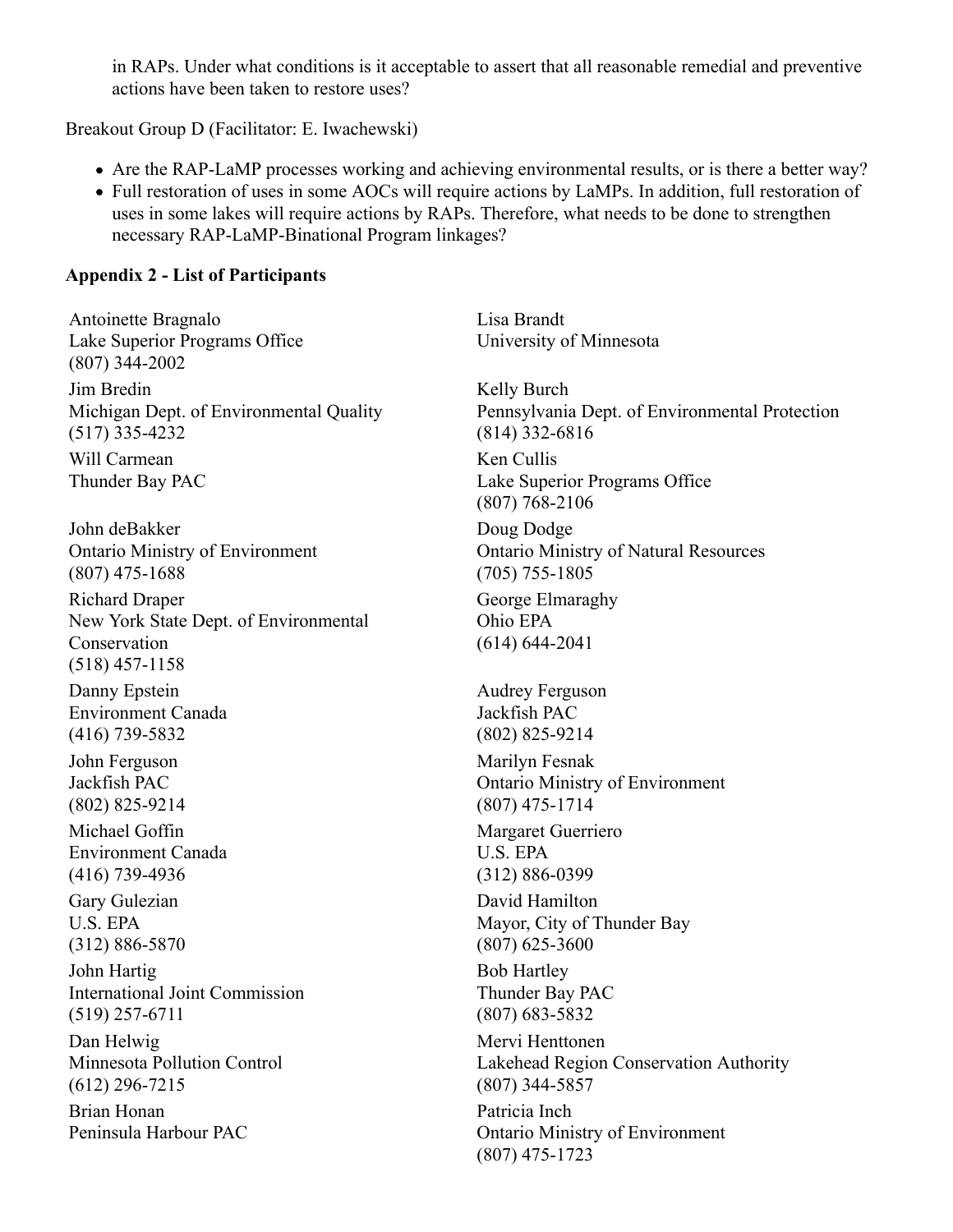in RAPs. Under what conditions is it acceptable to assert that all reasonable remedial and preventive actions have been taken to restore uses?

Breakout Group D (Facilitator: E. Iwachewski)

- Are the RAP-LaMP processes working and achieving environmental results, or is there a better way?
- Full restoration of uses in some AOCs will require actions by LaMPs. In addition, full restoration of uses in some lakes will require actions by RAPs. Therefore, what needs to be done to strengthen necessary RAP-LaMP-Binational Program linkages?

**Appendix 2 - List of Participants**

Antoinette Bragnalo
Lake Superior Programs Office
(807) 344-2002

Lisa Brandt
University of Minnesota

Jim Bredin
Michigan Dept. of Environmental Quality
(517) 335-4232

Kelly Burch
Pennsylvania Dept. of Environmental Protection
(814) 332-6816

Will Carmean
Thunder Bay PAC

Ken Cullis
Lake Superior Programs Office
(807) 768-2106

John deBakker
Ontario Ministry of Environment
(807) 475-1688

Doug Dodge
Ontario Ministry of Natural Resources
(705) 755-1805

Richard Draper
New York State Dept. of Environmental Conservation
(518) 457-1158

George Elmaraghy
Ohio EPA
(614) 644-2041

Danny Epstein
Environment Canada
(416) 739-5832

Audrey Ferguson
Jackfish PAC
(802) 825-9214

John Ferguson
Jackfish PAC
(802) 825-9214

Marilyn Fesnak
Ontario Ministry of Environment
(807) 475-1714

Michael Goffin
Environment Canada
(416) 739-4936

Margaret Guerriero
U.S. EPA
(312) 886-0399

Gary Gulezian
U.S. EPA
(312) 886-5870

David Hamilton
Mayor, City of Thunder Bay
(807) 625-3600

John Hartig
International Joint Commission
(519) 257-6711

Bob Hartley
Thunder Bay PAC
(807) 683-5832

Dan Helwig
Minnesota Pollution Control
(612) 296-7215

Mervi Henttonen
Lakehead Region Conservation Authority
(807) 344-5857

Brian Honan
Peninsula Harbour PAC

Patricia Inch
Ontario Ministry of Environment
(807) 475-1723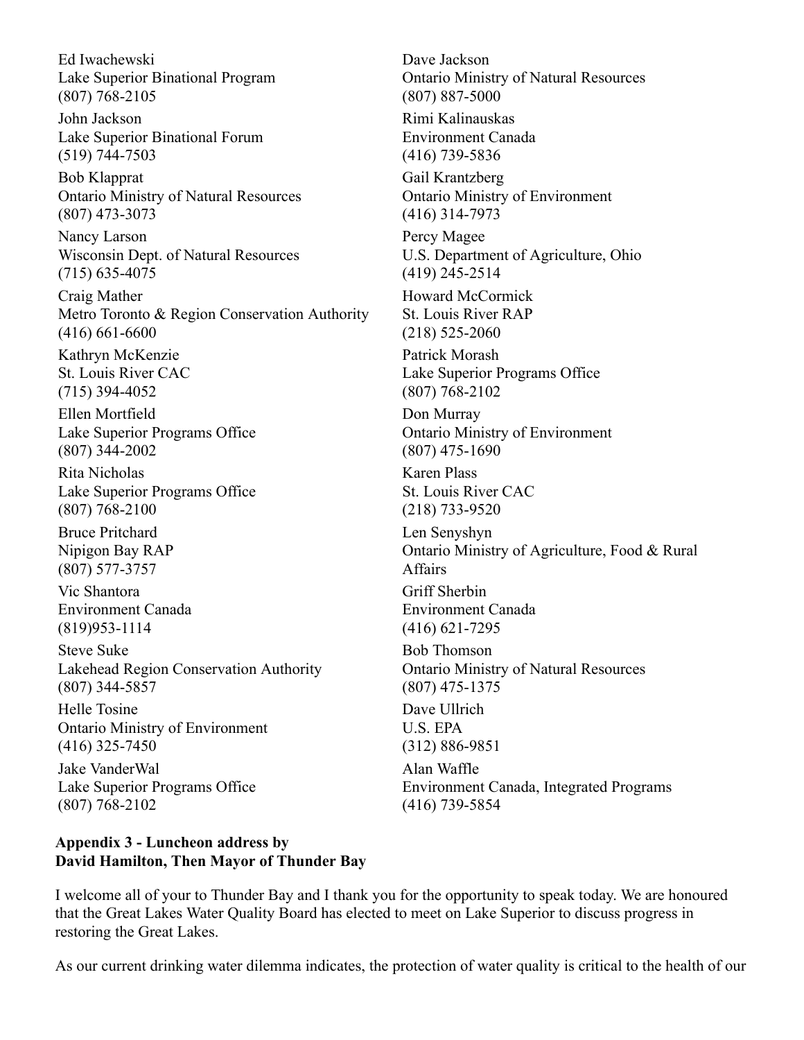Ed Iwachewski
Lake Superior Binational Program
(807) 768-2105

John Jackson
Lake Superior Binational Forum
(519) 744-7503

Bob Klapprat
Ontario Ministry of Natural Resources
(807) 473-3073

Nancy Larson
Wisconsin Dept. of Natural Resources
(715) 635-4075

Craig Mather
Metro Toronto & Region Conservation Authority
(416) 661-6600

Kathryn McKenzie
St. Louis River CAC
(715) 394-4052

Ellen Mortfield
Lake Superior Programs Office
(807) 344-2002

Rita Nicholas
Lake Superior Programs Office
(807) 768-2100

Bruce Pritchard
Nipigon Bay RAP
(807) 577-3757

Vic Shantora
Environment Canada
(819)953-1114

Steve Suke
Lakehead Region Conservation Authority
(807) 344-5857

Helle Tosine
Ontario Ministry of Environment
(416) 325-7450

Jake VanderWal
Lake Superior Programs Office
(807) 768-2102

Dave Jackson
Ontario Ministry of Natural Resources
(807) 887-5000

Rimi Kalinauskas
Environment Canada
(416) 739-5836

Gail Krantzberg
Ontario Ministry of Environment
(416) 314-7973

Percy Magee
U.S. Department of Agriculture, Ohio
(419) 245-2514

Howard McCormick
St. Louis River RAP
(218) 525-2060

Patrick Morash
Lake Superior Programs Office
(807) 768-2102

Don Murray
Ontario Ministry of Environment
(807) 475-1690

Karen Plass
St. Louis River CAC
(218) 733-9520

Len Senyshyn
Ontario Ministry of Agriculture, Food & Rural Affairs

Griff Sherbin
Environment Canada
(416) 621-7295

Bob Thomson
Ontario Ministry of Natural Resources
(807) 475-1375

Dave Ullrich
U.S. EPA
(312) 886-9851

Alan Waffle
Environment Canada, Integrated Programs
(416) 739-5854

**Appendix 3 - Luncheon address by David Hamilton, Then Mayor of Thunder Bay**

I welcome all of your to Thunder Bay and I thank you for the opportunity to speak today. We are honoured that the Great Lakes Water Quality Board has elected to meet on Lake Superior to discuss progress in restoring the Great Lakes.

As our current drinking water dilemma indicates, the protection of water quality is critical to the health of our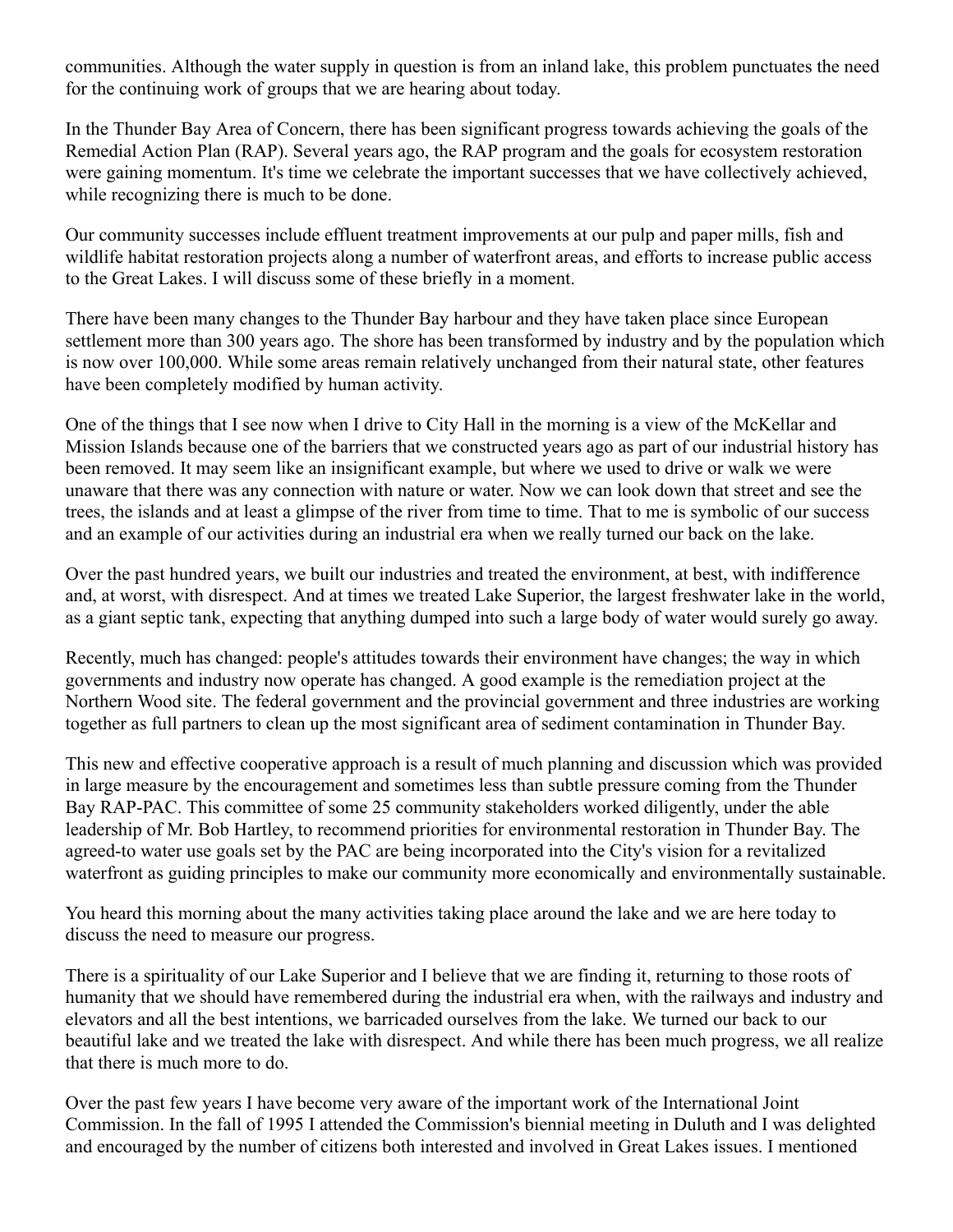communities. Although the water supply in question is from an inland lake, this problem punctuates the need for the continuing work of groups that we are hearing about today.

In the Thunder Bay Area of Concern, there has been significant progress towards achieving the goals of the Remedial Action Plan (RAP). Several years ago, the RAP program and the goals for ecosystem restoration were gaining momentum. It's time we celebrate the important successes that we have collectively achieved, while recognizing there is much to be done.

Our community successes include effluent treatment improvements at our pulp and paper mills, fish and wildlife habitat restoration projects along a number of waterfront areas, and efforts to increase public access to the Great Lakes. I will discuss some of these briefly in a moment.

There have been many changes to the Thunder Bay harbour and they have taken place since European settlement more than 300 years ago. The shore has been transformed by industry and by the population which is now over 100,000. While some areas remain relatively unchanged from their natural state, other features have been completely modified by human activity.

One of the things that I see now when I drive to City Hall in the morning is a view of the McKellar and Mission Islands because one of the barriers that we constructed years ago as part of our industrial history has been removed. It may seem like an insignificant example, but where we used to drive or walk we were unaware that there was any connection with nature or water. Now we can look down that street and see the trees, the islands and at least a glimpse of the river from time to time. That to me is symbolic of our success and an example of our activities during an industrial era when we really turned our back on the lake.

Over the past hundred years, we built our industries and treated the environment, at best, with indifference and, at worst, with disrespect. And at times we treated Lake Superior, the largest freshwater lake in the world, as a giant septic tank, expecting that anything dumped into such a large body of water would surely go away.

Recently, much has changed: people's attitudes towards their environment have changes; the way in which governments and industry now operate has changed. A good example is the remediation project at the Northern Wood site. The federal government and the provincial government and three industries are working together as full partners to clean up the most significant area of sediment contamination in Thunder Bay.

This new and effective cooperative approach is a result of much planning and discussion which was provided in large measure by the encouragement and sometimes less than subtle pressure coming from the Thunder Bay RAP-PAC. This committee of some 25 community stakeholders worked diligently, under the able leadership of Mr. Bob Hartley, to recommend priorities for environmental restoration in Thunder Bay. The agreed-to water use goals set by the PAC are being incorporated into the City's vision for a revitalized waterfront as guiding principles to make our community more economically and environmentally sustainable.

You heard this morning about the many activities taking place around the lake and we are here today to discuss the need to measure our progress.

There is a spirituality of our Lake Superior and I believe that we are finding it, returning to those roots of humanity that we should have remembered during the industrial era when, with the railways and industry and elevators and all the best intentions, we barricaded ourselves from the lake. We turned our back to our beautiful lake and we treated the lake with disrespect. And while there has been much progress, we all realize that there is much more to do.

Over the past few years I have become very aware of the important work of the International Joint Commission. In the fall of 1995 I attended the Commission's biennial meeting in Duluth and I was delighted and encouraged by the number of citizens both interested and involved in Great Lakes issues. I mentioned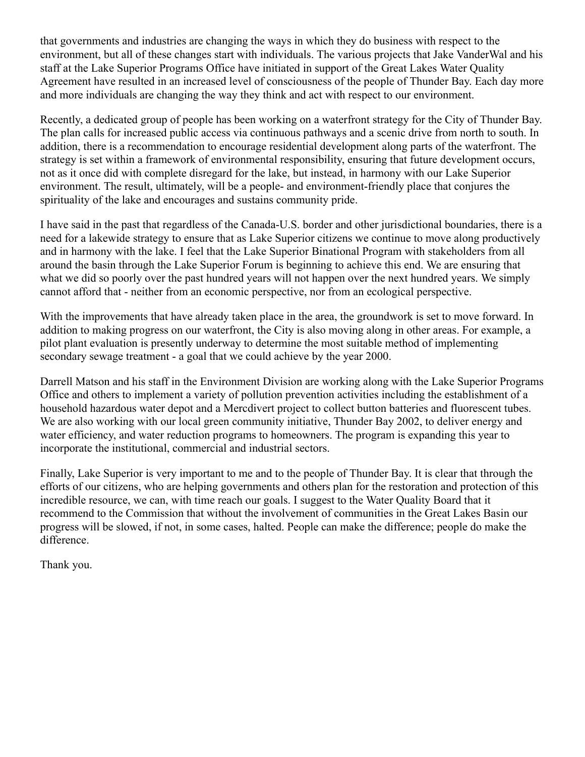that governments and industries are changing the ways in which they do business with respect to the environment, but all of these changes start with individuals. The various projects that Jake VanderWal and his staff at the Lake Superior Programs Office have initiated in support of the Great Lakes Water Quality Agreement have resulted in an increased level of consciousness of the people of Thunder Bay. Each day more and more individuals are changing the way they think and act with respect to our environment.

Recently, a dedicated group of people has been working on a waterfront strategy for the City of Thunder Bay. The plan calls for increased public access via continuous pathways and a scenic drive from north to south. In addition, there is a recommendation to encourage residential development along parts of the waterfront. The strategy is set within a framework of environmental responsibility, ensuring that future development occurs, not as it once did with complete disregard for the lake, but instead, in harmony with our Lake Superior environment. The result, ultimately, will be a people- and environment-friendly place that conjures the spirituality of the lake and encourages and sustains community pride.

I have said in the past that regardless of the Canada-U.S. border and other jurisdictional boundaries, there is a need for a lakewide strategy to ensure that as Lake Superior citizens we continue to move along productively and in harmony with the lake. I feel that the Lake Superior Binational Program with stakeholders from all around the basin through the Lake Superior Forum is beginning to achieve this end. We are ensuring that what we did so poorly over the past hundred years will not happen over the next hundred years. We simply cannot afford that - neither from an economic perspective, nor from an ecological perspective.

With the improvements that have already taken place in the area, the groundwork is set to move forward. In addition to making progress on our waterfront, the City is also moving along in other areas. For example, a pilot plant evaluation is presently underway to determine the most suitable method of implementing secondary sewage treatment - a goal that we could achieve by the year 2000.

Darrell Matson and his staff in the Environment Division are working along with the Lake Superior Programs Office and others to implement a variety of pollution prevention activities including the establishment of a household hazardous water depot and a Mercdivert project to collect button batteries and fluorescent tubes. We are also working with our local green community initiative, Thunder Bay 2002, to deliver energy and water efficiency, and water reduction programs to homeowners. The program is expanding this year to incorporate the institutional, commercial and industrial sectors.

Finally, Lake Superior is very important to me and to the people of Thunder Bay. It is clear that through the efforts of our citizens, who are helping governments and others plan for the restoration and protection of this incredible resource, we can, with time reach our goals. I suggest to the Water Quality Board that it recommend to the Commission that without the involvement of communities in the Great Lakes Basin our progress will be slowed, if not, in some cases, halted. People can make the difference; people do make the difference.

Thank you.